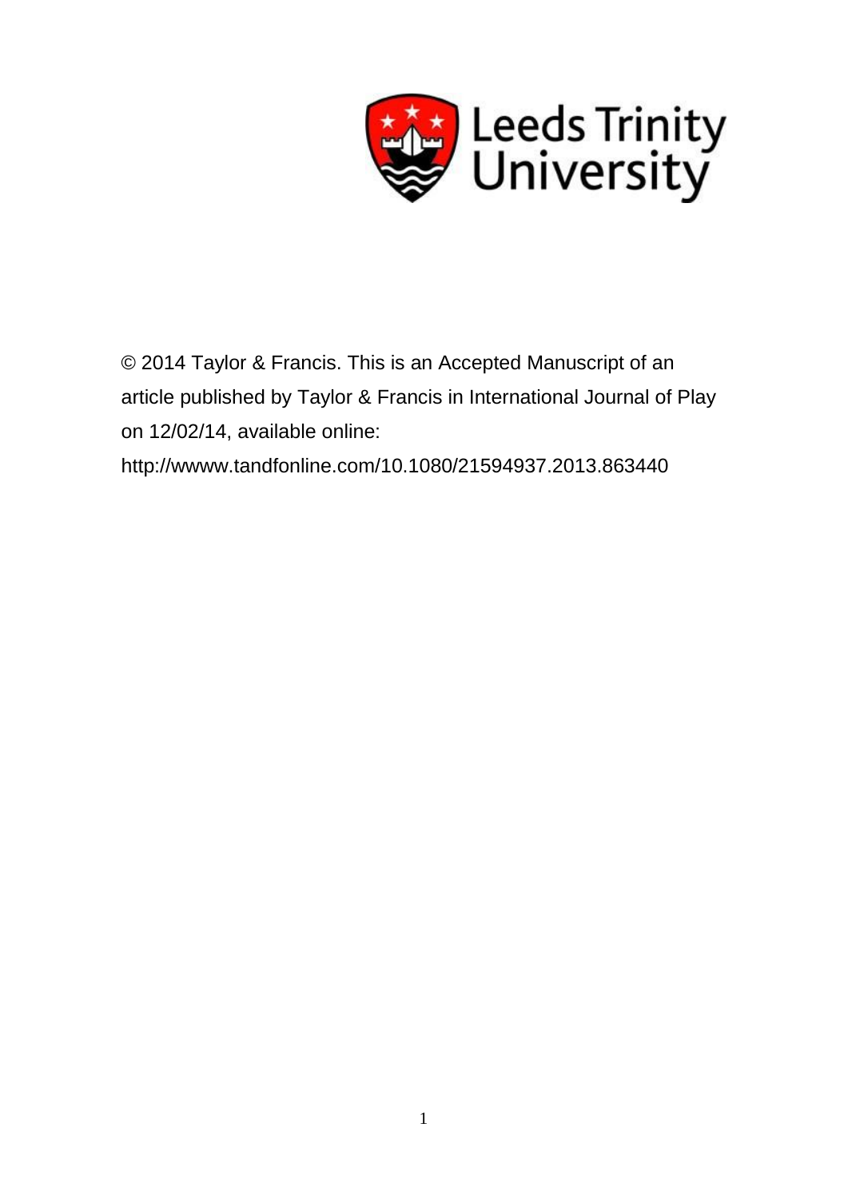Leeds Trinity University

© 2014 Taylor & Francis. This is an Accepted Manuscript of an article published by Taylor & Francis in International Journal of Play on 12/02/14, available online: http://wwww.tandfonline.com/10.1080/21594937.2013.863440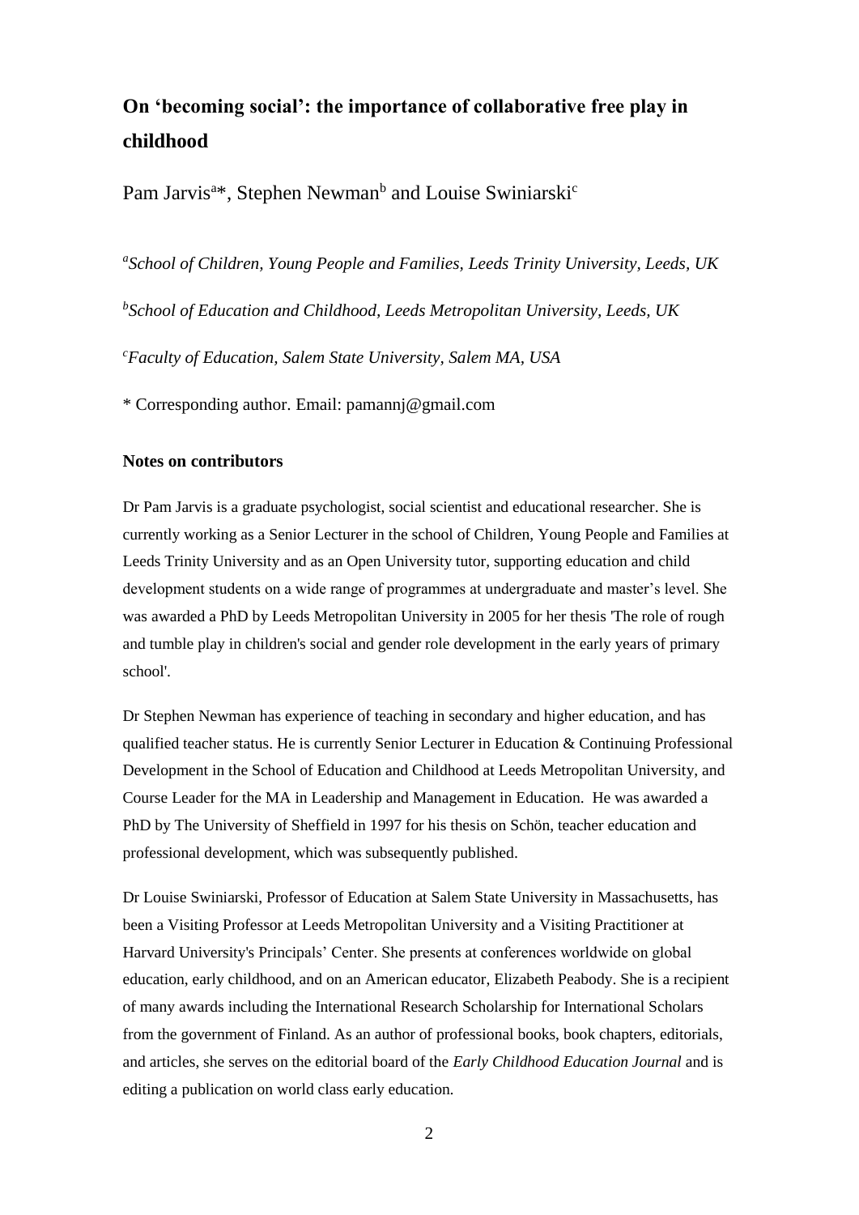# On 'becoming social': the importance of collaborative free play in childhood

Pam Jarvis[a]*, Stephen Newman[b] and Louise Swiniarski[c]

[a]*School of Children, Young People and Families, Leeds Trinity University, Leeds, UK*

[b]*School of Education and Childhood, Leeds Metropolitan University, Leeds, UK*

[c]*Faculty of Education, Salem State University, Salem MA, USA*

* Corresponding author. Email: pamannj@gmail.com

### Notes on contributors

Dr Pam Jarvis is a graduate psychologist, social scientist and educational researcher. She is currently working as a Senior Lecturer in the school of Children, Young People and Families at Leeds Trinity University and as an Open University tutor, supporting education and child development students on a wide range of programmes at undergraduate and master's level. She was awarded a PhD by Leeds Metropolitan University in 2005 for her thesis 'The role of rough and tumble play in children's social and gender role development in the early years of primary school'.

Dr Stephen Newman has experience of teaching in secondary and higher education, and has qualified teacher status. He is currently Senior Lecturer in Education & Continuing Professional Development in the School of Education and Childhood at Leeds Metropolitan University, and Course Leader for the MA in Leadership and Management in Education. He was awarded a PhD by The University of Sheffield in 1997 for his thesis on Schön, teacher education and professional development, which was subsequently published.

Dr Louise Swiniarski, Professor of Education at Salem State University in Massachusetts, has been a Visiting Professor at Leeds Metropolitan University and a Visiting Practitioner at Harvard University's Principals' Center. She presents at conferences worldwide on global education, early childhood, and on an American educator, Elizabeth Peabody. She is a recipient of many awards including the International Research Scholarship for International Scholars from the government of Finland. As an author of professional books, book chapters, editorials, and articles, she serves on the editorial board of the *Early Childhood Education Journal* and is editing a publication on world class early education.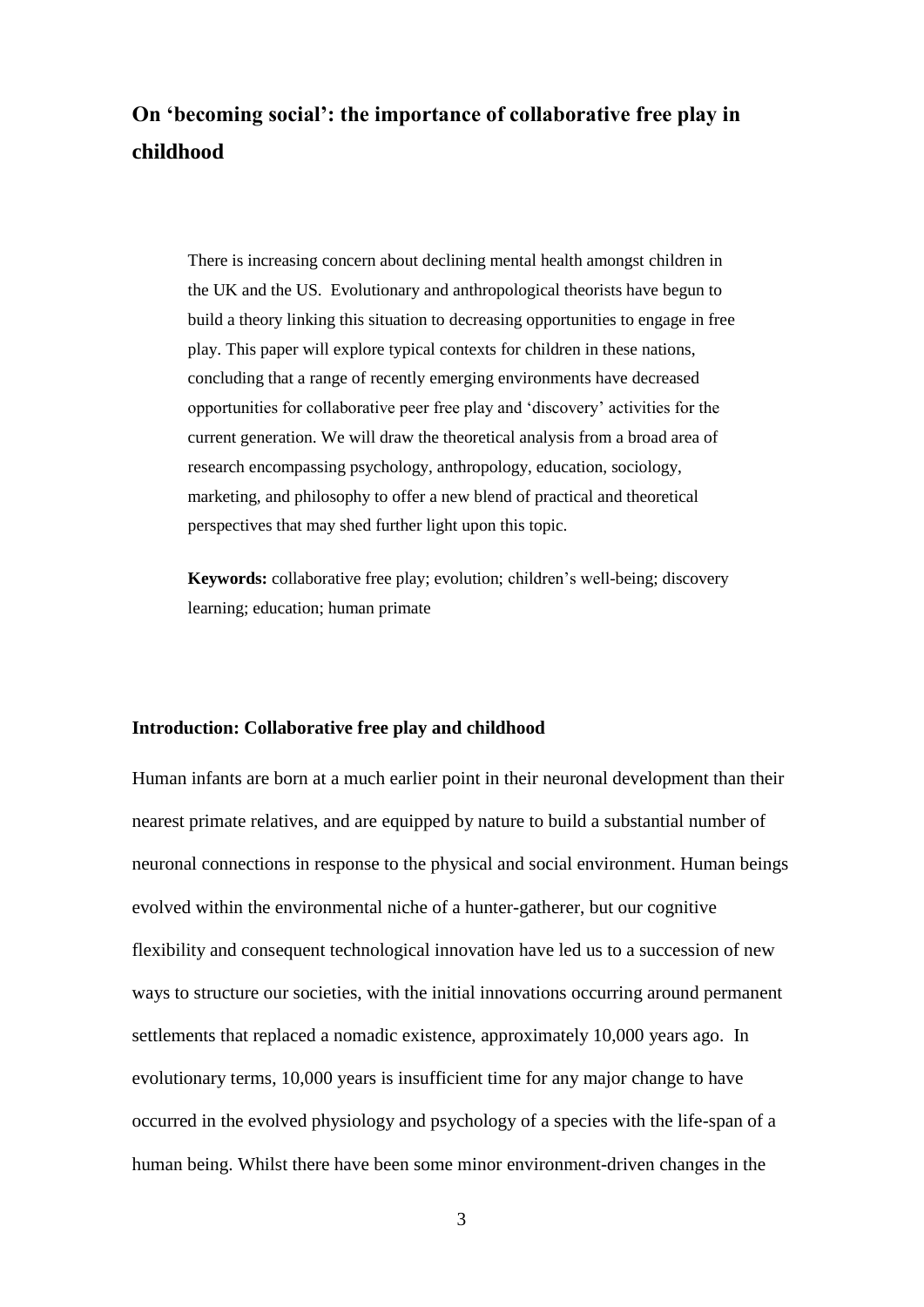# On 'becoming social': the importance of collaborative free play in childhood

> There is increasing concern about declining mental health amongst children in the UK and the US. Evolutionary and anthropological theorists have begun to build a theory linking this situation to decreasing opportunities to engage in free play. This paper will explore typical contexts for children in these nations, concluding that a range of recently emerging environments have decreased opportunities for collaborative peer free play and 'discovery' activities for the current generation. We will draw the theoretical analysis from a broad area of research encompassing psychology, anthropology, education, sociology, marketing, and philosophy to offer a new blend of practical and theoretical perspectives that may shed further light upon this topic.
>
> **Keywords:** collaborative free play; evolution; children's well-being; discovery learning; education; human primate

## Introduction: Collaborative free play and childhood

Human infants are born at a much earlier point in their neuronal development than their nearest primate relatives, and are equipped by nature to build a substantial number of neuronal connections in response to the physical and social environment. Human beings evolved within the environmental niche of a hunter-gatherer, but our cognitive flexibility and consequent technological innovation have led us to a succession of new ways to structure our societies, with the initial innovations occurring around permanent settlements that replaced a nomadic existence, approximately 10,000 years ago. In evolutionary terms, 10,000 years is insufficient time for any major change to have occurred in the evolved physiology and psychology of a species with the life-span of a human being. Whilst there have been some minor environment-driven changes in the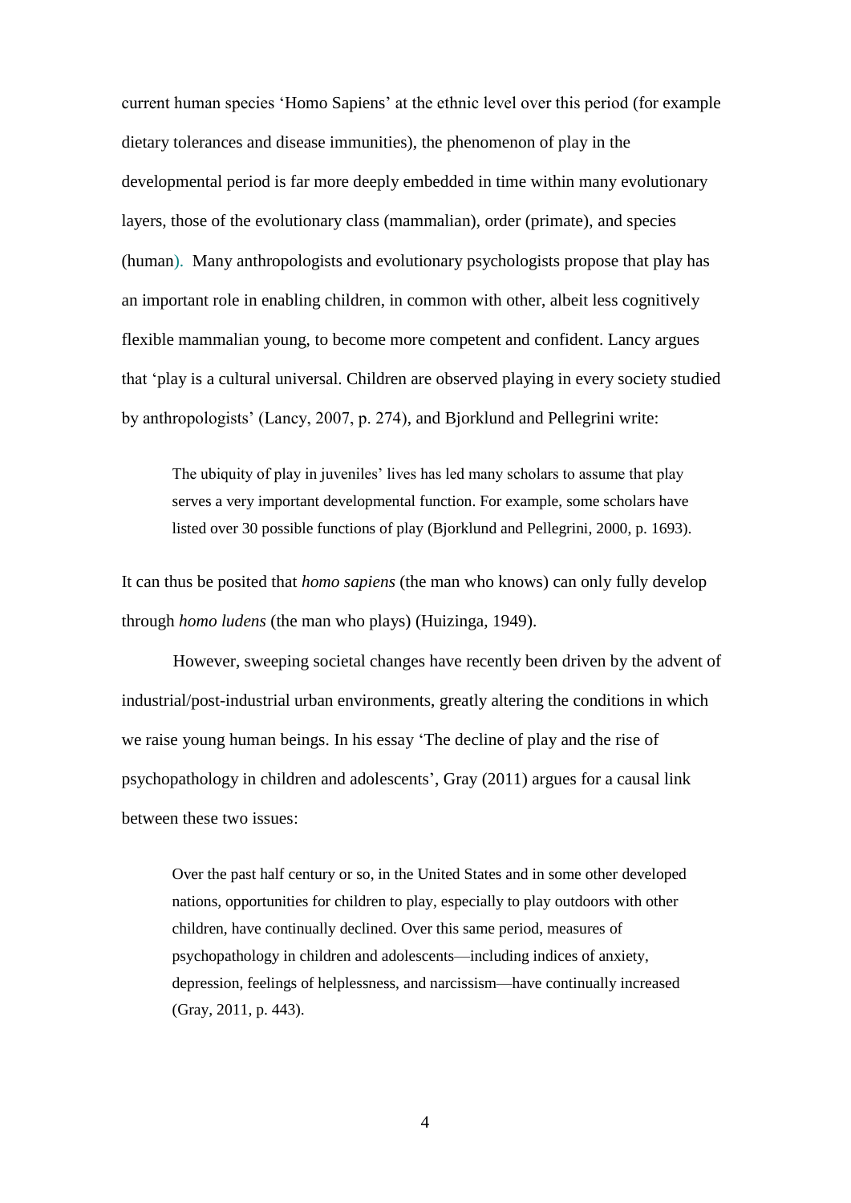current human species 'Homo Sapiens' at the ethnic level over this period (for example dietary tolerances and disease immunities), the phenomenon of play in the developmental period is far more deeply embedded in time within many evolutionary layers, those of the evolutionary class (mammalian), order (primate), and species (human). Many anthropologists and evolutionary psychologists propose that play has an important role in enabling children, in common with other, albeit less cognitively flexible mammalian young, to become more competent and confident. Lancy argues that 'play is a cultural universal. Children are observed playing in every society studied by anthropologists' (Lancy, 2007, p. 274), and Bjorklund and Pellegrini write:

> The ubiquity of play in juveniles' lives has led many scholars to assume that play serves a very important developmental function. For example, some scholars have listed over 30 possible functions of play (Bjorklund and Pellegrini, 2000, p. 1693).

It can thus be posited that *homo sapiens* (the man who knows) can only fully develop through *homo ludens* (the man who plays) (Huizinga, 1949).

However, sweeping societal changes have recently been driven by the advent of industrial/post-industrial urban environments, greatly altering the conditions in which we raise young human beings. In his essay 'The decline of play and the rise of psychopathology in children and adolescents', Gray (2011) argues for a causal link between these two issues:

> Over the past half century or so, in the United States and in some other developed nations, opportunities for children to play, especially to play outdoors with other children, have continually declined. Over this same period, measures of psychopathology in children and adolescents—including indices of anxiety, depression, feelings of helplessness, and narcissism—have continually increased (Gray, 2011, p. 443).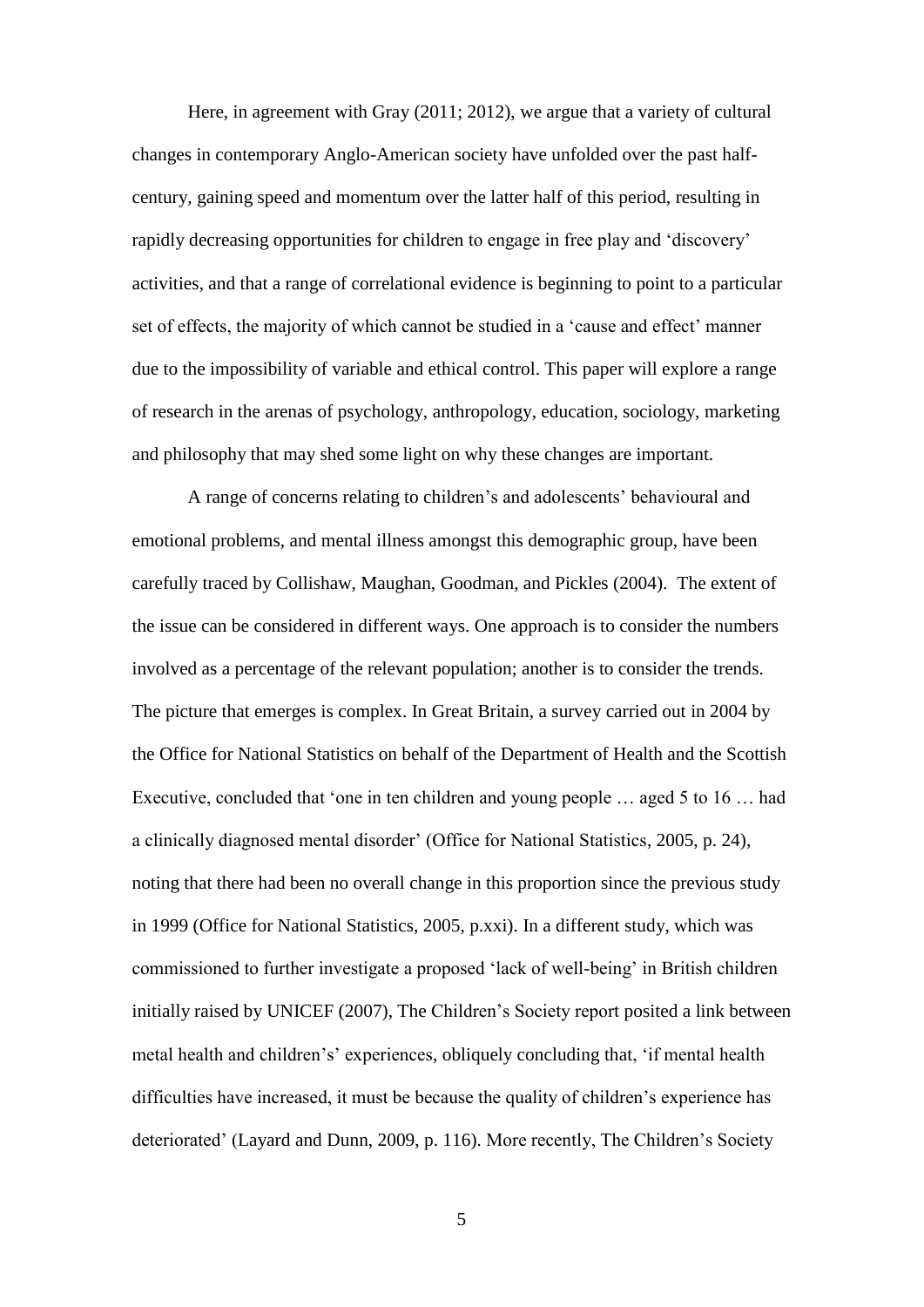Here, in agreement with Gray (2011; 2012), we argue that a variety of cultural changes in contemporary Anglo-American society have unfolded over the past half-century, gaining speed and momentum over the latter half of this period, resulting in rapidly decreasing opportunities for children to engage in free play and 'discovery' activities, and that a range of correlational evidence is beginning to point to a particular set of effects, the majority of which cannot be studied in a 'cause and effect' manner due to the impossibility of variable and ethical control. This paper will explore a range of research in the arenas of psychology, anthropology, education, sociology, marketing and philosophy that may shed some light on why these changes are important.

A range of concerns relating to children's and adolescents' behavioural and emotional problems, and mental illness amongst this demographic group, have been carefully traced by Collishaw, Maughan, Goodman, and Pickles (2004). The extent of the issue can be considered in different ways. One approach is to consider the numbers involved as a percentage of the relevant population; another is to consider the trends. The picture that emerges is complex. In Great Britain, a survey carried out in 2004 by the Office for National Statistics on behalf of the Department of Health and the Scottish Executive, concluded that 'one in ten children and young people … aged 5 to 16 … had a clinically diagnosed mental disorder' (Office for National Statistics, 2005, p. 24), noting that there had been no overall change in this proportion since the previous study in 1999 (Office for National Statistics, 2005, p.xxi). In a different study, which was commissioned to further investigate a proposed 'lack of well-being' in British children initially raised by UNICEF (2007), The Children's Society report posited a link between metal health and children's' experiences, obliquely concluding that, 'if mental health difficulties have increased, it must be because the quality of children's experience has deteriorated' (Layard and Dunn, 2009, p. 116). More recently, The Children's Society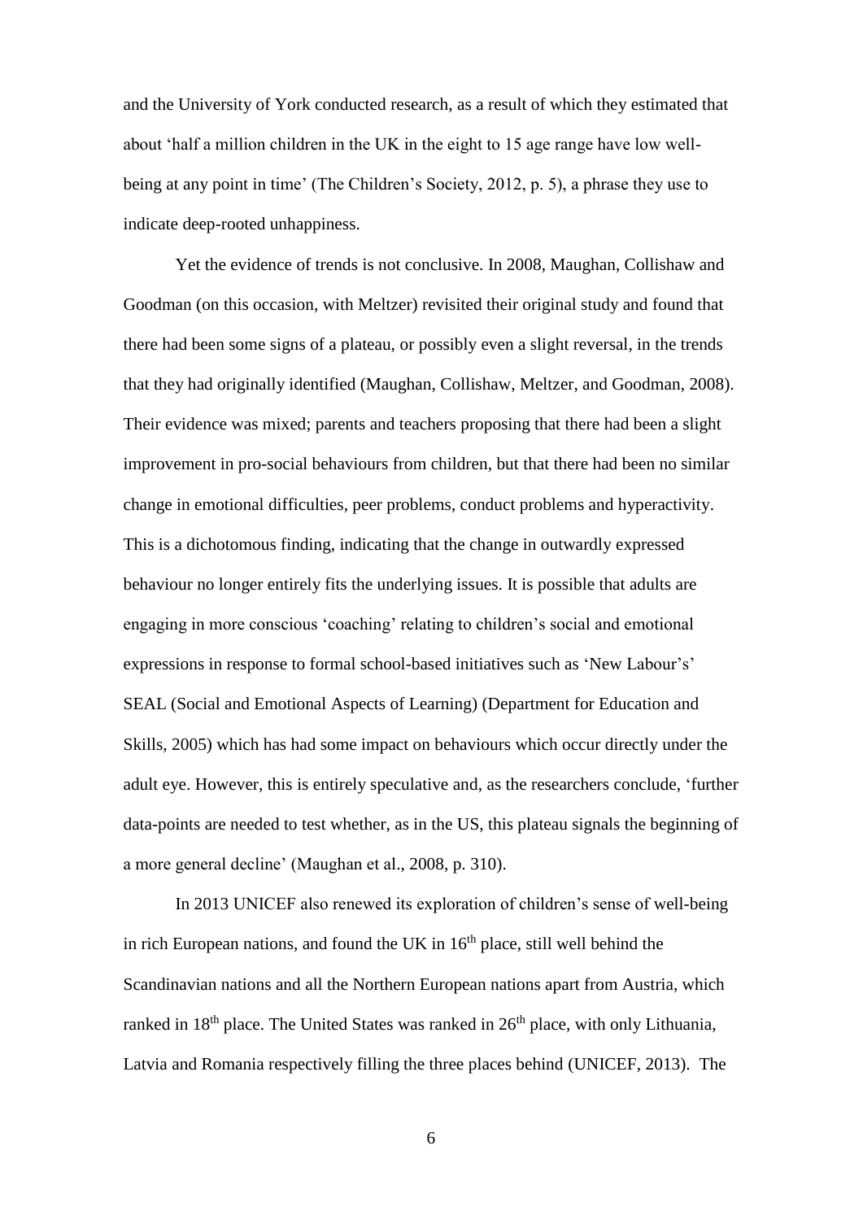and the University of York conducted research, as a result of which they estimated that about 'half a million children in the UK in the eight to 15 age range have low well-being at any point in time' (The Children's Society, 2012, p. 5), a phrase they use to indicate deep-rooted unhappiness.

Yet the evidence of trends is not conclusive. In 2008, Maughan, Collishaw and Goodman (on this occasion, with Meltzer) revisited their original study and found that there had been some signs of a plateau, or possibly even a slight reversal, in the trends that they had originally identified (Maughan, Collishaw, Meltzer, and Goodman, 2008). Their evidence was mixed; parents and teachers proposing that there had been a slight improvement in pro-social behaviours from children, but that there had been no similar change in emotional difficulties, peer problems, conduct problems and hyperactivity. This is a dichotomous finding, indicating that the change in outwardly expressed behaviour no longer entirely fits the underlying issues. It is possible that adults are engaging in more conscious 'coaching' relating to children's social and emotional expressions in response to formal school-based initiatives such as 'New Labour's' SEAL (Social and Emotional Aspects of Learning) (Department for Education and Skills, 2005) which has had some impact on behaviours which occur directly under the adult eye. However, this is entirely speculative and, as the researchers conclude, 'further data-points are needed to test whether, as in the US, this plateau signals the beginning of a more general decline' (Maughan et al., 2008, p. 310).

In 2013 UNICEF also renewed its exploration of children's sense of well-being in rich European nations, and found the UK in 16th place, still well behind the Scandinavian nations and all the Northern European nations apart from Austria, which ranked in 18th place. The United States was ranked in 26th place, with only Lithuania, Latvia and Romania respectively filling the three places behind (UNICEF, 2013). The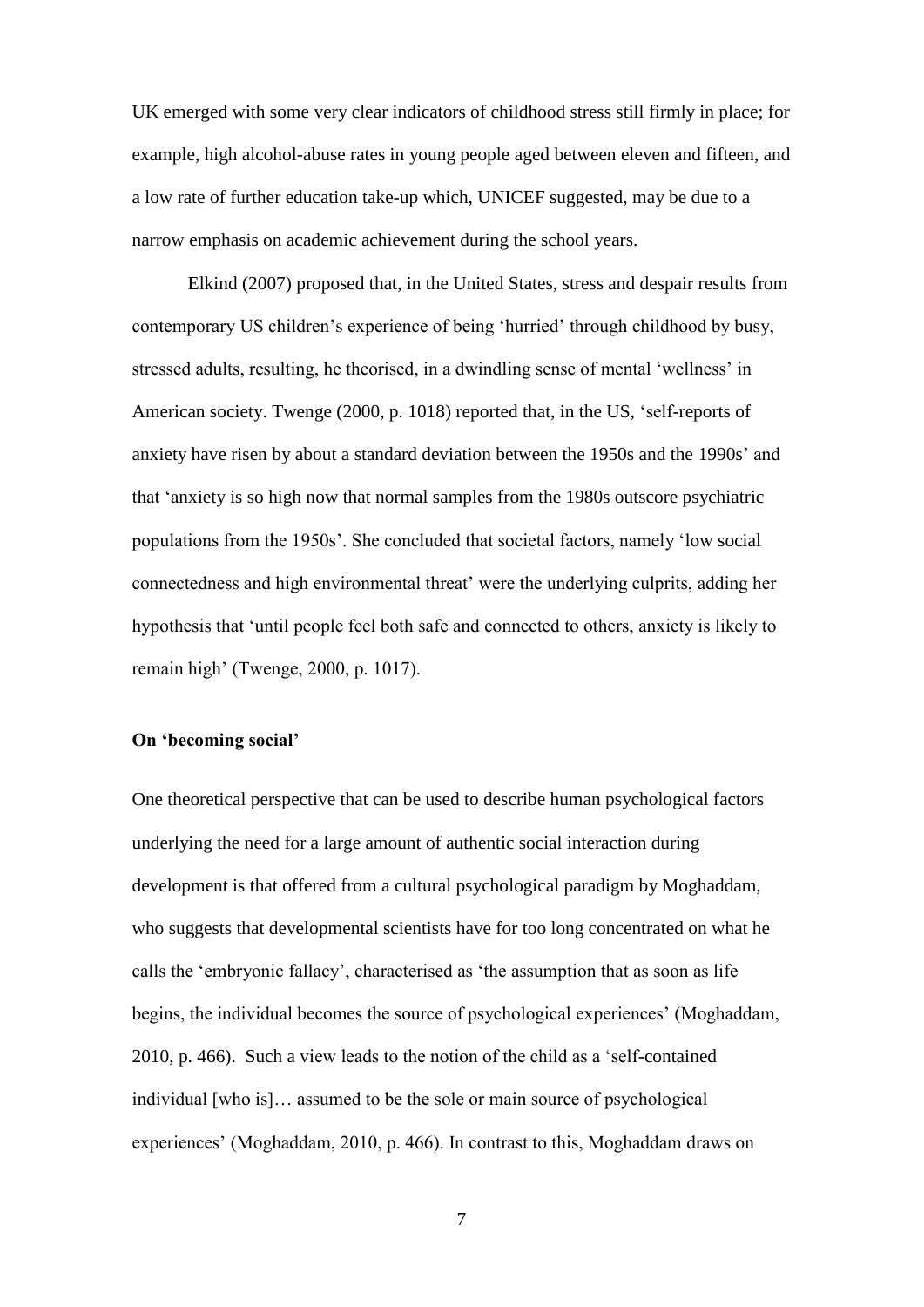UK emerged with some very clear indicators of childhood stress still firmly in place; for example, high alcohol-abuse rates in young people aged between eleven and fifteen, and a low rate of further education take-up which, UNICEF suggested, may be due to a narrow emphasis on academic achievement during the school years.

Elkind (2007) proposed that, in the United States, stress and despair results from contemporary US children's experience of being 'hurried' through childhood by busy, stressed adults, resulting, he theorised, in a dwindling sense of mental 'wellness' in American society. Twenge (2000, p. 1018) reported that, in the US, 'self-reports of anxiety have risen by about a standard deviation between the 1950s and the 1990s' and that 'anxiety is so high now that normal samples from the 1980s outscore psychiatric populations from the 1950s'. She concluded that societal factors, namely 'low social connectedness and high environmental threat' were the underlying culprits, adding her hypothesis that 'until people feel both safe and connected to others, anxiety is likely to remain high' (Twenge, 2000, p. 1017).

**On 'becoming social'**

One theoretical perspective that can be used to describe human psychological factors underlying the need for a large amount of authentic social interaction during development is that offered from a cultural psychological paradigm by Moghaddam, who suggests that developmental scientists have for too long concentrated on what he calls the 'embryonic fallacy', characterised as 'the assumption that as soon as life begins, the individual becomes the source of psychological experiences' (Moghaddam, 2010, p. 466). Such a view leads to the notion of the child as a 'self-contained individual [who is]… assumed to be the sole or main source of psychological experiences' (Moghaddam, 2010, p. 466). In contrast to this, Moghaddam draws on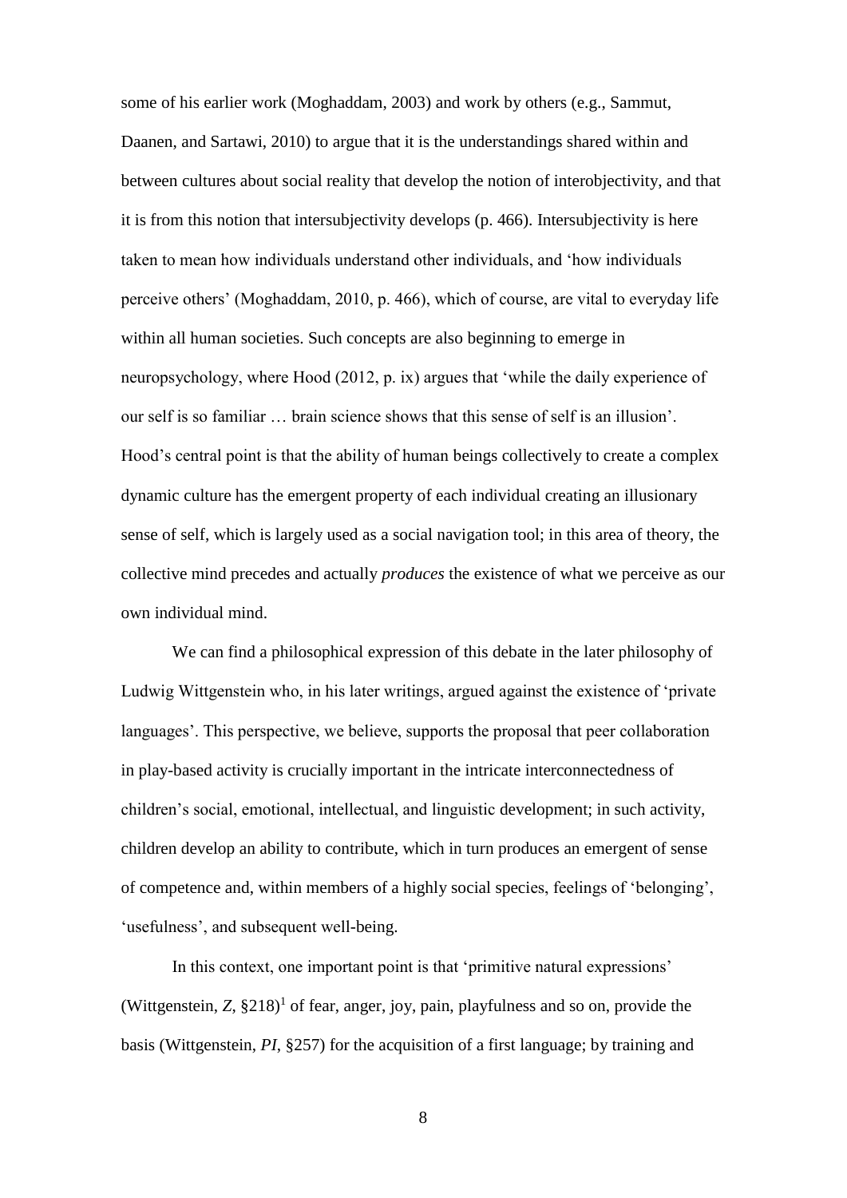some of his earlier work (Moghaddam, 2003) and work by others (e.g., Sammut, Daanen, and Sartawi, 2010) to argue that it is the understandings shared within and between cultures about social reality that develop the notion of interobjectivity, and that it is from this notion that intersubjectivity develops (p. 466). Intersubjectivity is here taken to mean how individuals understand other individuals, and 'how individuals perceive others' (Moghaddam, 2010, p. 466), which of course, are vital to everyday life within all human societies. Such concepts are also beginning to emerge in neuropsychology, where Hood (2012, p. ix) argues that 'while the daily experience of our self is so familiar … brain science shows that this sense of self is an illusion'. Hood's central point is that the ability of human beings collectively to create a complex dynamic culture has the emergent property of each individual creating an illusionary sense of self, which is largely used as a social navigation tool; in this area of theory, the collective mind precedes and actually *produces* the existence of what we perceive as our own individual mind.

We can find a philosophical expression of this debate in the later philosophy of Ludwig Wittgenstein who, in his later writings, argued against the existence of 'private languages'. This perspective, we believe, supports the proposal that peer collaboration in play-based activity is crucially important in the intricate interconnectedness of children's social, emotional, intellectual, and linguistic development; in such activity, children develop an ability to contribute, which in turn produces an emergent of sense of competence and, within members of a highly social species, feelings of 'belonging', 'usefulness', and subsequent well-being.

In this context, one important point is that 'primitive natural expressions' (Wittgenstein, *Z*, §218)[1] of fear, anger, joy, pain, playfulness and so on, provide the basis (Wittgenstein, *PI*, §257) for the acquisition of a first language; by training and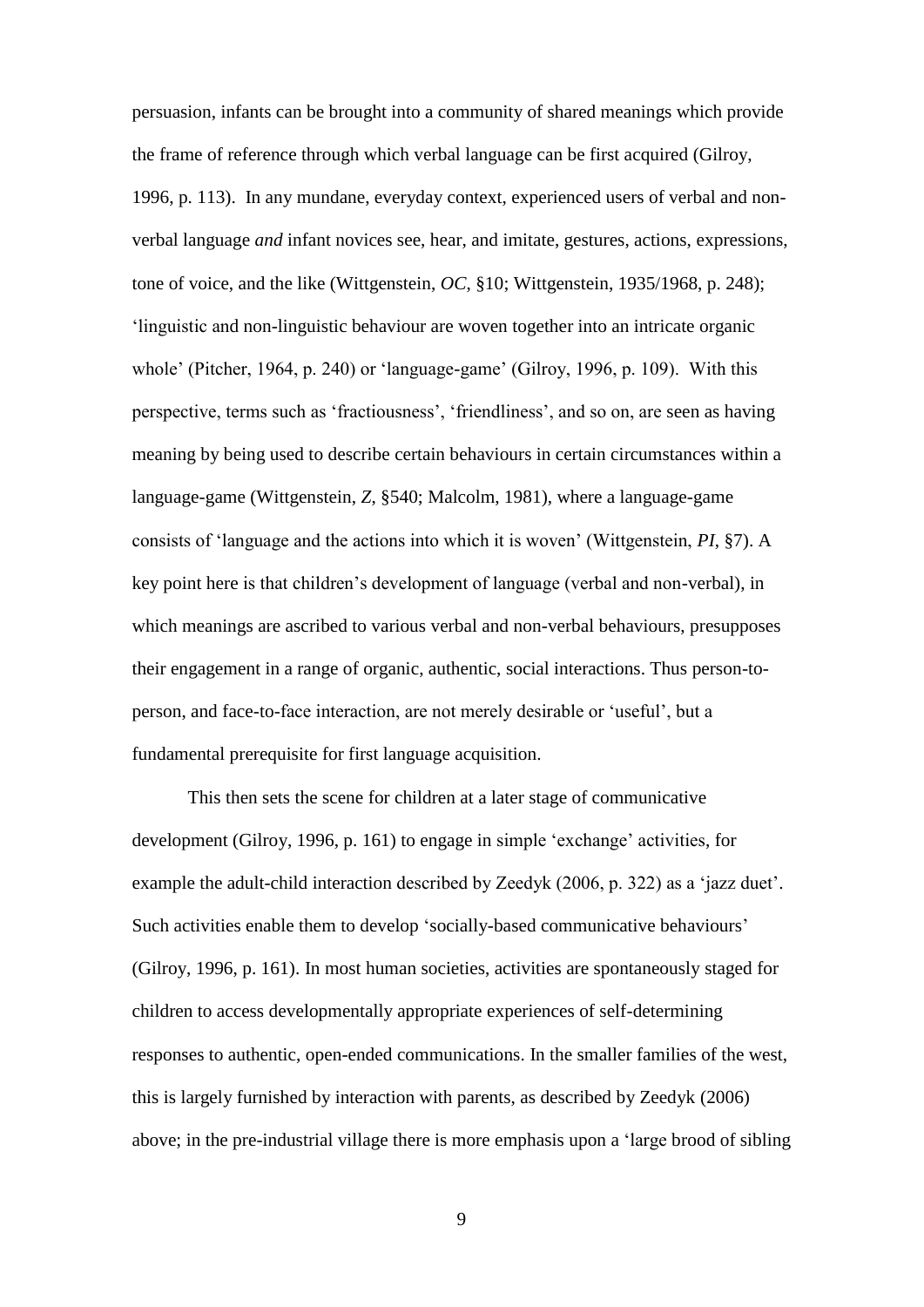persuasion, infants can be brought into a community of shared meanings which provide the frame of reference through which verbal language can be first acquired (Gilroy, 1996, p. 113). In any mundane, everyday context, experienced users of verbal and non-verbal language *and* infant novices see, hear, and imitate, gestures, actions, expressions, tone of voice, and the like (Wittgenstein, *OC*, §10; Wittgenstein, 1935/1968, p. 248); 'linguistic and non-linguistic behaviour are woven together into an intricate organic whole' (Pitcher, 1964, p. 240) or 'language-game' (Gilroy, 1996, p. 109). With this perspective, terms such as 'fractiousness', 'friendliness', and so on, are seen as having meaning by being used to describe certain behaviours in certain circumstances within a language-game (Wittgenstein, *Z*, §540; Malcolm, 1981), where a language-game consists of 'language and the actions into which it is woven' (Wittgenstein, *PI*, §7). A key point here is that children's development of language (verbal and non-verbal), in which meanings are ascribed to various verbal and non-verbal behaviours, presupposes their engagement in a range of organic, authentic, social interactions. Thus person-to-person, and face-to-face interaction, are not merely desirable or 'useful', but a fundamental prerequisite for first language acquisition.

This then sets the scene for children at a later stage of communicative development (Gilroy, 1996, p. 161) to engage in simple 'exchange' activities, for example the adult-child interaction described by Zeedyk (2006, p. 322) as a 'jazz duet'. Such activities enable them to develop 'socially-based communicative behaviours' (Gilroy, 1996, p. 161). In most human societies, activities are spontaneously staged for children to access developmentally appropriate experiences of self-determining responses to authentic, open-ended communications. In the smaller families of the west, this is largely furnished by interaction with parents, as described by Zeedyk (2006) above; in the pre-industrial village there is more emphasis upon a 'large brood of sibling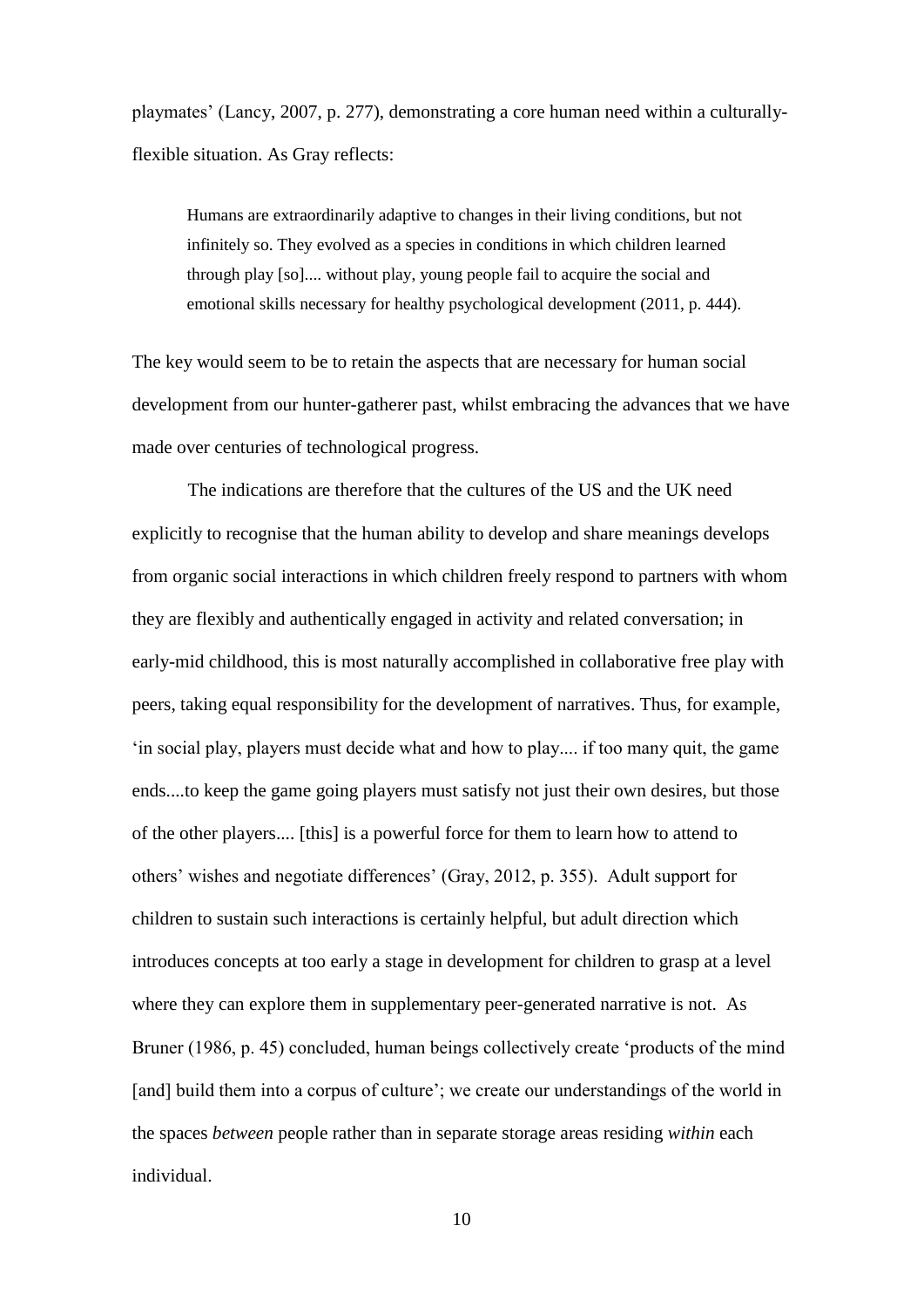playmates' (Lancy, 2007, p. 277), demonstrating a core human need within a culturally-flexible situation. As Gray reflects:

> Humans are extraordinarily adaptive to changes in their living conditions, but not infinitely so. They evolved as a species in conditions in which children learned through play [so].... without play, young people fail to acquire the social and emotional skills necessary for healthy psychological development (2011, p. 444).

The key would seem to be to retain the aspects that are necessary for human social development from our hunter-gatherer past, whilst embracing the advances that we have made over centuries of technological progress.

The indications are therefore that the cultures of the US and the UK need explicitly to recognise that the human ability to develop and share meanings develops from organic social interactions in which children freely respond to partners with whom they are flexibly and authentically engaged in activity and related conversation; in early-mid childhood, this is most naturally accomplished in collaborative free play with peers, taking equal responsibility for the development of narratives. Thus, for example, 'in social play, players must decide what and how to play.... if too many quit, the game ends....to keep the game going players must satisfy not just their own desires, but those of the other players.... [this] is a powerful force for them to learn how to attend to others' wishes and negotiate differences' (Gray, 2012, p. 355). Adult support for children to sustain such interactions is certainly helpful, but adult direction which introduces concepts at too early a stage in development for children to grasp at a level where they can explore them in supplementary peer-generated narrative is not. As Bruner (1986, p. 45) concluded, human beings collectively create 'products of the mind [and] build them into a corpus of culture'; we create our understandings of the world in the spaces *between* people rather than in separate storage areas residing *within* each individual.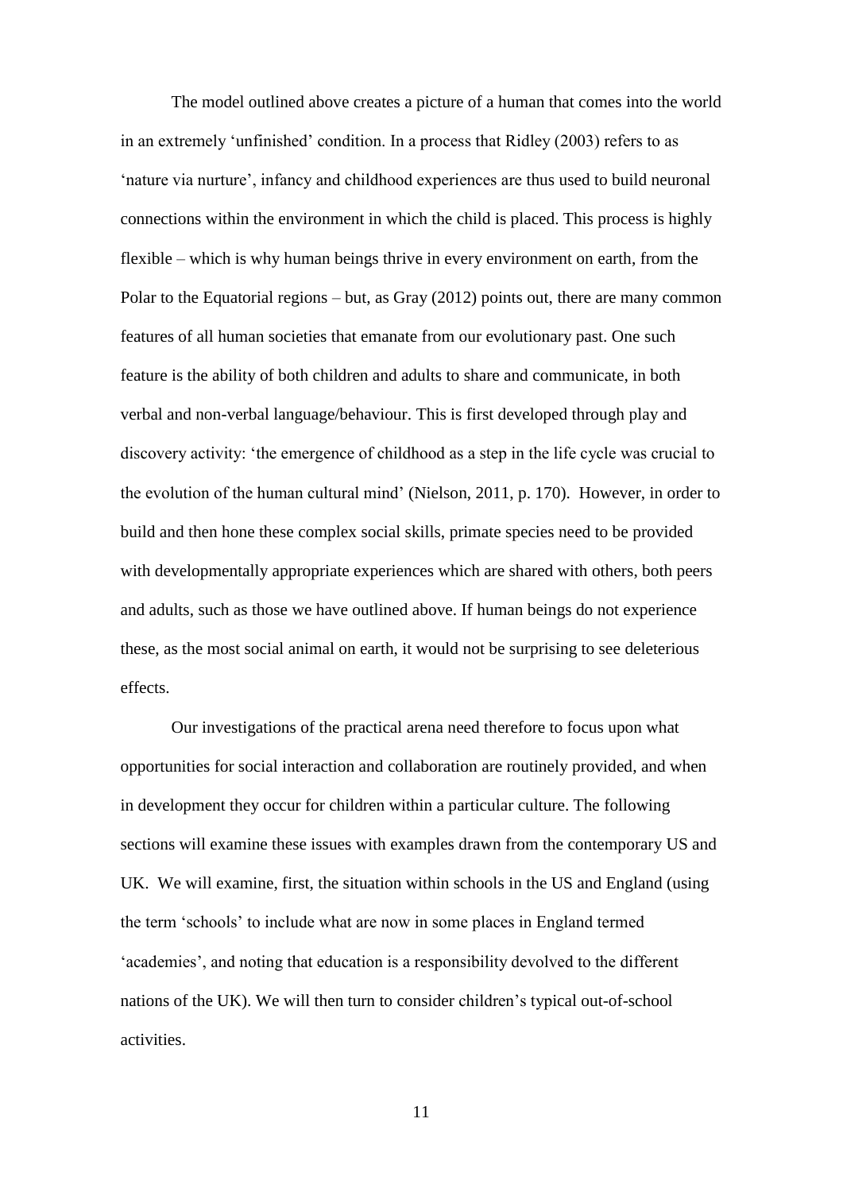The model outlined above creates a picture of a human that comes into the world in an extremely 'unfinished' condition. In a process that Ridley (2003) refers to as 'nature via nurture', infancy and childhood experiences are thus used to build neuronal connections within the environment in which the child is placed. This process is highly flexible – which is why human beings thrive in every environment on earth, from the Polar to the Equatorial regions – but, as Gray (2012) points out, there are many common features of all human societies that emanate from our evolutionary past. One such feature is the ability of both children and adults to share and communicate, in both verbal and non-verbal language/behaviour. This is first developed through play and discovery activity: 'the emergence of childhood as a step in the life cycle was crucial to the evolution of the human cultural mind' (Nielson, 2011, p. 170). However, in order to build and then hone these complex social skills, primate species need to be provided with developmentally appropriate experiences which are shared with others, both peers and adults, such as those we have outlined above. If human beings do not experience these, as the most social animal on earth, it would not be surprising to see deleterious effects.

Our investigations of the practical arena need therefore to focus upon what opportunities for social interaction and collaboration are routinely provided, and when in development they occur for children within a particular culture. The following sections will examine these issues with examples drawn from the contemporary US and UK. We will examine, first, the situation within schools in the US and England (using the term 'schools' to include what are now in some places in England termed 'academies', and noting that education is a responsibility devolved to the different nations of the UK). We will then turn to consider children's typical out-of-school activities.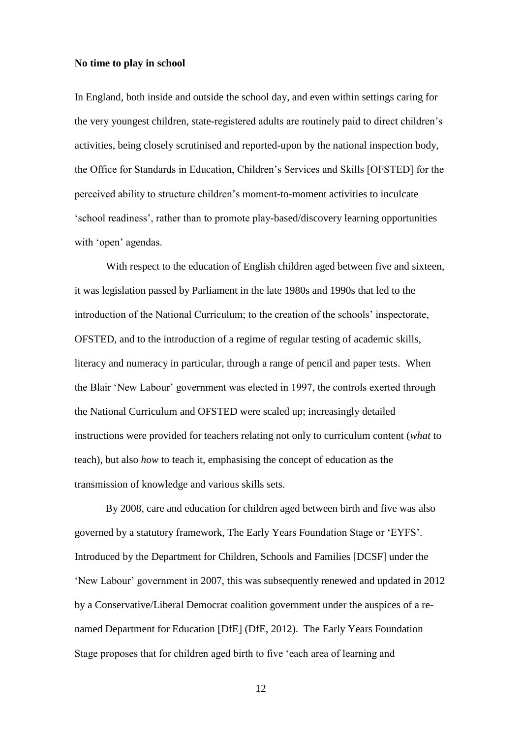**No time to play in school**

In England, both inside and outside the school day, and even within settings caring for the very youngest children, state-registered adults are routinely paid to direct children's activities, being closely scrutinised and reported-upon by the national inspection body, the Office for Standards in Education, Children's Services and Skills [OFSTED] for the perceived ability to structure children's moment-to-moment activities to inculcate 'school readiness', rather than to promote play-based/discovery learning opportunities with 'open' agendas.

With respect to the education of English children aged between five and sixteen, it was legislation passed by Parliament in the late 1980s and 1990s that led to the introduction of the National Curriculum; to the creation of the schools' inspectorate, OFSTED, and to the introduction of a regime of regular testing of academic skills, literacy and numeracy in particular, through a range of pencil and paper tests. When the Blair 'New Labour' government was elected in 1997, the controls exerted through the National Curriculum and OFSTED were scaled up; increasingly detailed instructions were provided for teachers relating not only to curriculum content (*what* to teach), but also *how* to teach it, emphasising the concept of education as the transmission of knowledge and various skills sets.

By 2008, care and education for children aged between birth and five was also governed by a statutory framework, The Early Years Foundation Stage or 'EYFS'. Introduced by the Department for Children, Schools and Families [DCSF] under the 'New Labour' government in 2007, this was subsequently renewed and updated in 2012 by a Conservative/Liberal Democrat coalition government under the auspices of a re-named Department for Education [DfE] (DfE, 2012). The Early Years Foundation Stage proposes that for children aged birth to five 'each area of learning and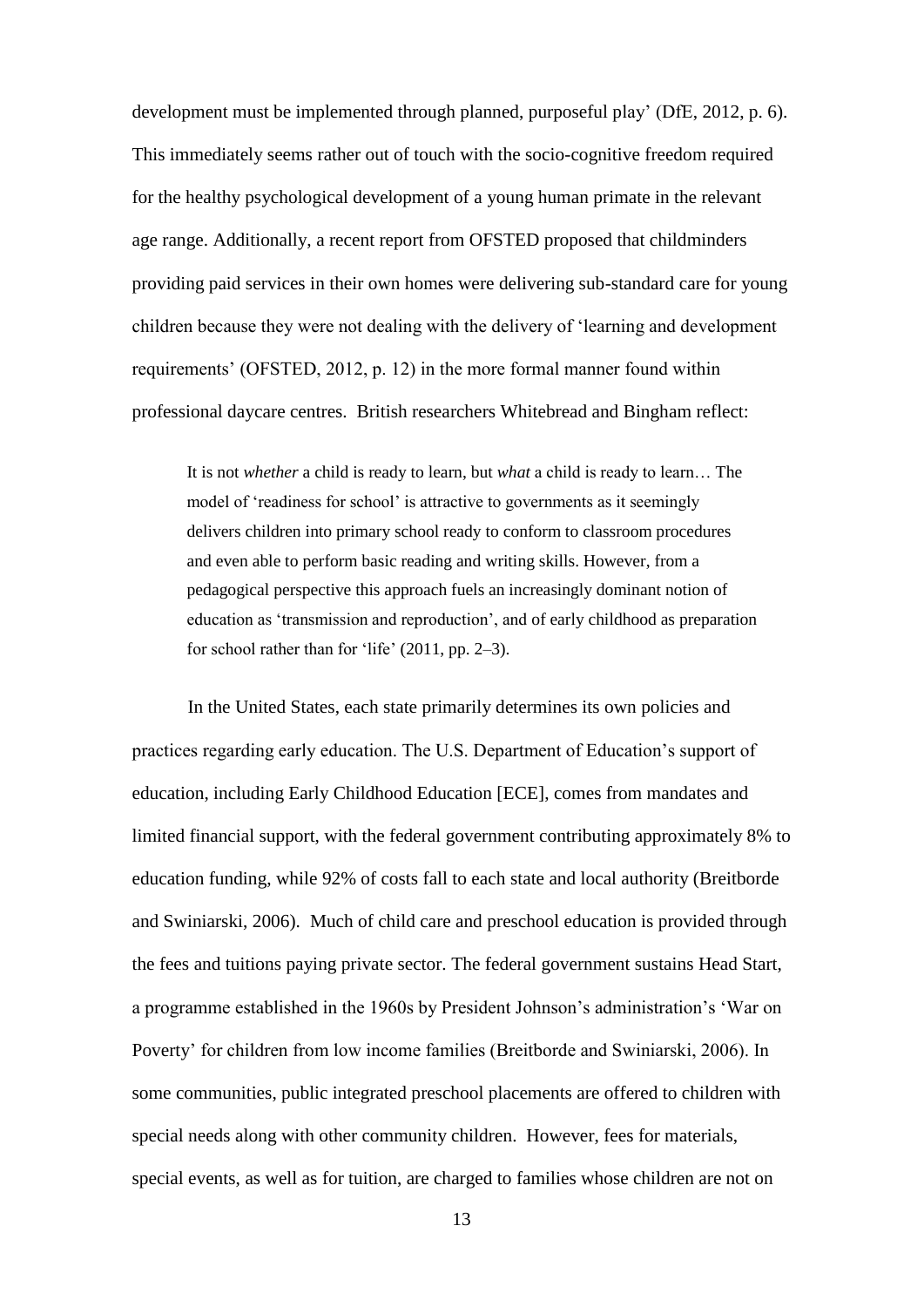development must be implemented through planned, purposeful play' (DfE, 2012, p. 6). This immediately seems rather out of touch with the socio-cognitive freedom required for the healthy psychological development of a young human primate in the relevant age range. Additionally, a recent report from OFSTED proposed that childminders providing paid services in their own homes were delivering sub-standard care for young children because they were not dealing with the delivery of 'learning and development requirements' (OFSTED, 2012, p. 12) in the more formal manner found within professional daycare centres. British researchers Whitebread and Bingham reflect:

> It is not *whether* a child is ready to learn, but *what* a child is ready to learn… The model of 'readiness for school' is attractive to governments as it seemingly delivers children into primary school ready to conform to classroom procedures and even able to perform basic reading and writing skills. However, from a pedagogical perspective this approach fuels an increasingly dominant notion of education as 'transmission and reproduction', and of early childhood as preparation for school rather than for 'life' (2011, pp. 2–3).

In the United States, each state primarily determines its own policies and practices regarding early education. The U.S. Department of Education's support of education, including Early Childhood Education [ECE], comes from mandates and limited financial support, with the federal government contributing approximately 8% to education funding, while 92% of costs fall to each state and local authority (Breitborde and Swiniarski, 2006). Much of child care and preschool education is provided through the fees and tuitions paying private sector. The federal government sustains Head Start, a programme established in the 1960s by President Johnson's administration's 'War on Poverty' for children from low income families (Breitborde and Swiniarski, 2006). In some communities, public integrated preschool placements are offered to children with special needs along with other community children. However, fees for materials, special events, as well as for tuition, are charged to families whose children are not on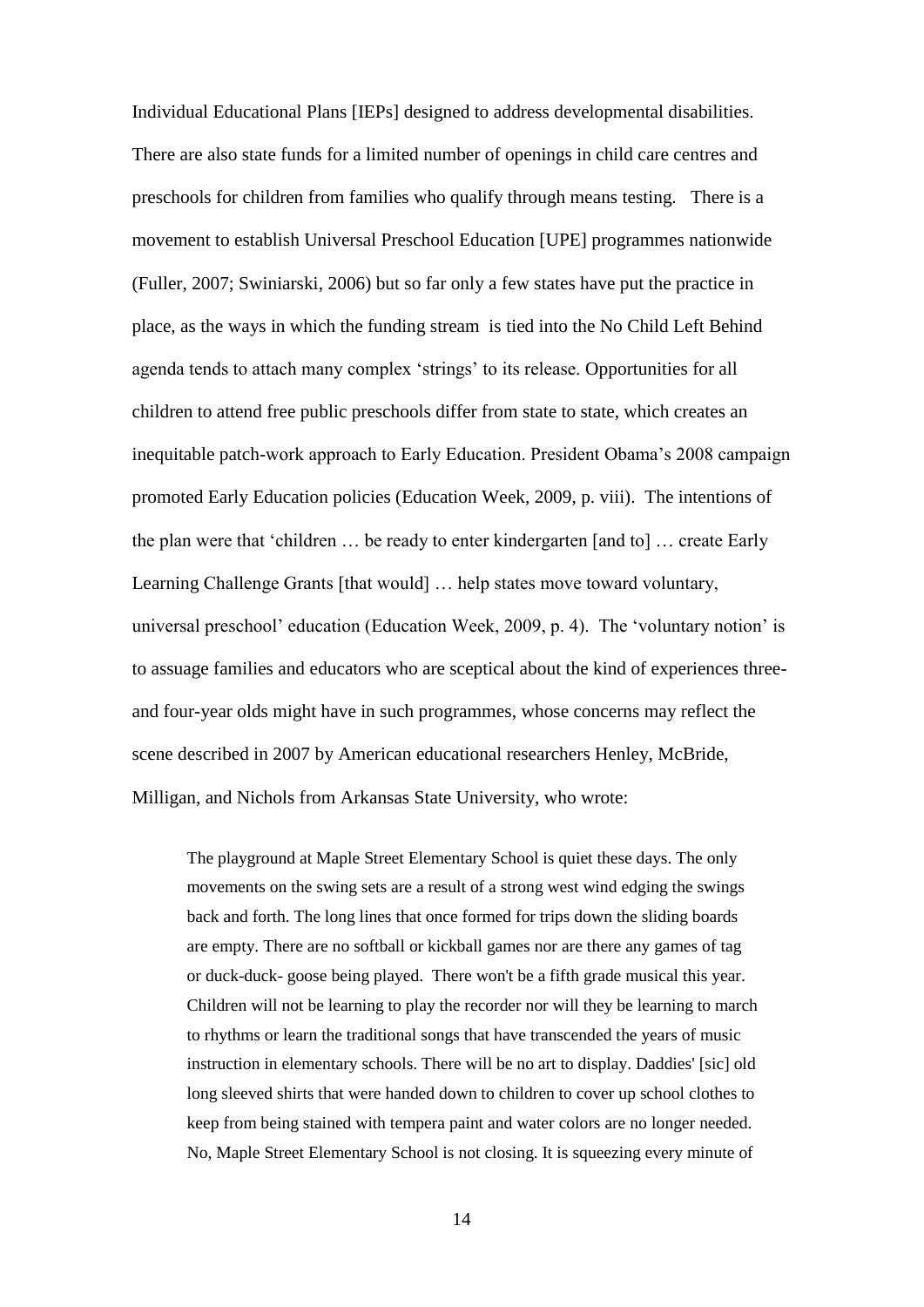Individual Educational Plans [IEPs] designed to address developmental disabilities. There are also state funds for a limited number of openings in child care centres and preschools for children from families who qualify through means testing. There is a movement to establish Universal Preschool Education [UPE] programmes nationwide (Fuller, 2007; Swiniarski, 2006) but so far only a few states have put the practice in place, as the ways in which the funding stream is tied into the No Child Left Behind agenda tends to attach many complex 'strings' to its release. Opportunities for all children to attend free public preschools differ from state to state, which creates an inequitable patch-work approach to Early Education. President Obama's 2008 campaign promoted Early Education policies (Education Week, 2009, p. viii). The intentions of the plan were that 'children … be ready to enter kindergarten [and to] … create Early Learning Challenge Grants [that would] … help states move toward voluntary, universal preschool' education (Education Week, 2009, p. 4). The 'voluntary notion' is to assuage families and educators who are sceptical about the kind of experiences three- and four-year olds might have in such programmes, whose concerns may reflect the scene described in 2007 by American educational researchers Henley, McBride, Milligan, and Nichols from Arkansas State University, who wrote:

> The playground at Maple Street Elementary School is quiet these days. The only movements on the swing sets are a result of a strong west wind edging the swings back and forth. The long lines that once formed for trips down the sliding boards are empty. There are no softball or kickball games nor are there any games of tag or duck-duck- goose being played. There won't be a fifth grade musical this year. Children will not be learning to play the recorder nor will they be learning to march to rhythms or learn the traditional songs that have transcended the years of music instruction in elementary schools. There will be no art to display. Daddies' [sic] old long sleeved shirts that were handed down to children to cover up school clothes to keep from being stained with tempera paint and water colors are no longer needed. No, Maple Street Elementary School is not closing. It is squeezing every minute of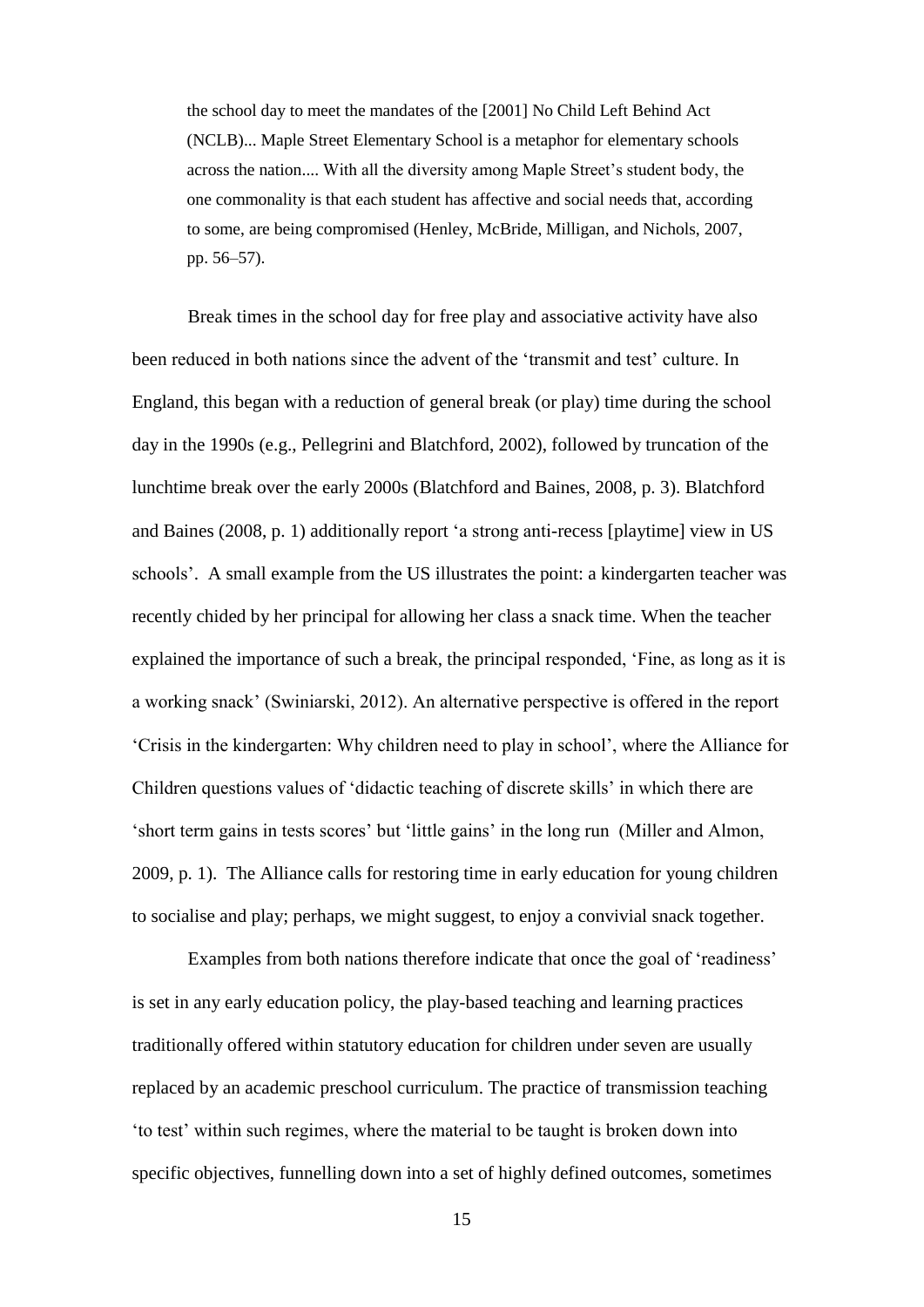> the school day to meet the mandates of the [2001] No Child Left Behind Act (NCLB)... Maple Street Elementary School is a metaphor for elementary schools across the nation.... With all the diversity among Maple Street's student body, the one commonality is that each student has affective and social needs that, according to some, are being compromised (Henley, McBride, Milligan, and Nichols, 2007, pp. 56–57).

Break times in the school day for free play and associative activity have also been reduced in both nations since the advent of the 'transmit and test' culture. In England, this began with a reduction of general break (or play) time during the school day in the 1990s (e.g., Pellegrini and Blatchford, 2002), followed by truncation of the lunchtime break over the early 2000s (Blatchford and Baines, 2008, p. 3). Blatchford and Baines (2008, p. 1) additionally report 'a strong anti-recess [playtime] view in US schools'. A small example from the US illustrates the point: a kindergarten teacher was recently chided by her principal for allowing her class a snack time. When the teacher explained the importance of such a break, the principal responded, 'Fine, as long as it is a working snack' (Swiniarski, 2012). An alternative perspective is offered in the report 'Crisis in the kindergarten: Why children need to play in school', where the Alliance for Children questions values of 'didactic teaching of discrete skills' in which there are 'short term gains in tests scores' but 'little gains' in the long run (Miller and Almon, 2009, p. 1). The Alliance calls for restoring time in early education for young children to socialise and play; perhaps, we might suggest, to enjoy a convivial snack together.

Examples from both nations therefore indicate that once the goal of 'readiness' is set in any early education policy, the play-based teaching and learning practices traditionally offered within statutory education for children under seven are usually replaced by an academic preschool curriculum. The practice of transmission teaching 'to test' within such regimes, where the material to be taught is broken down into specific objectives, funnelling down into a set of highly defined outcomes, sometimes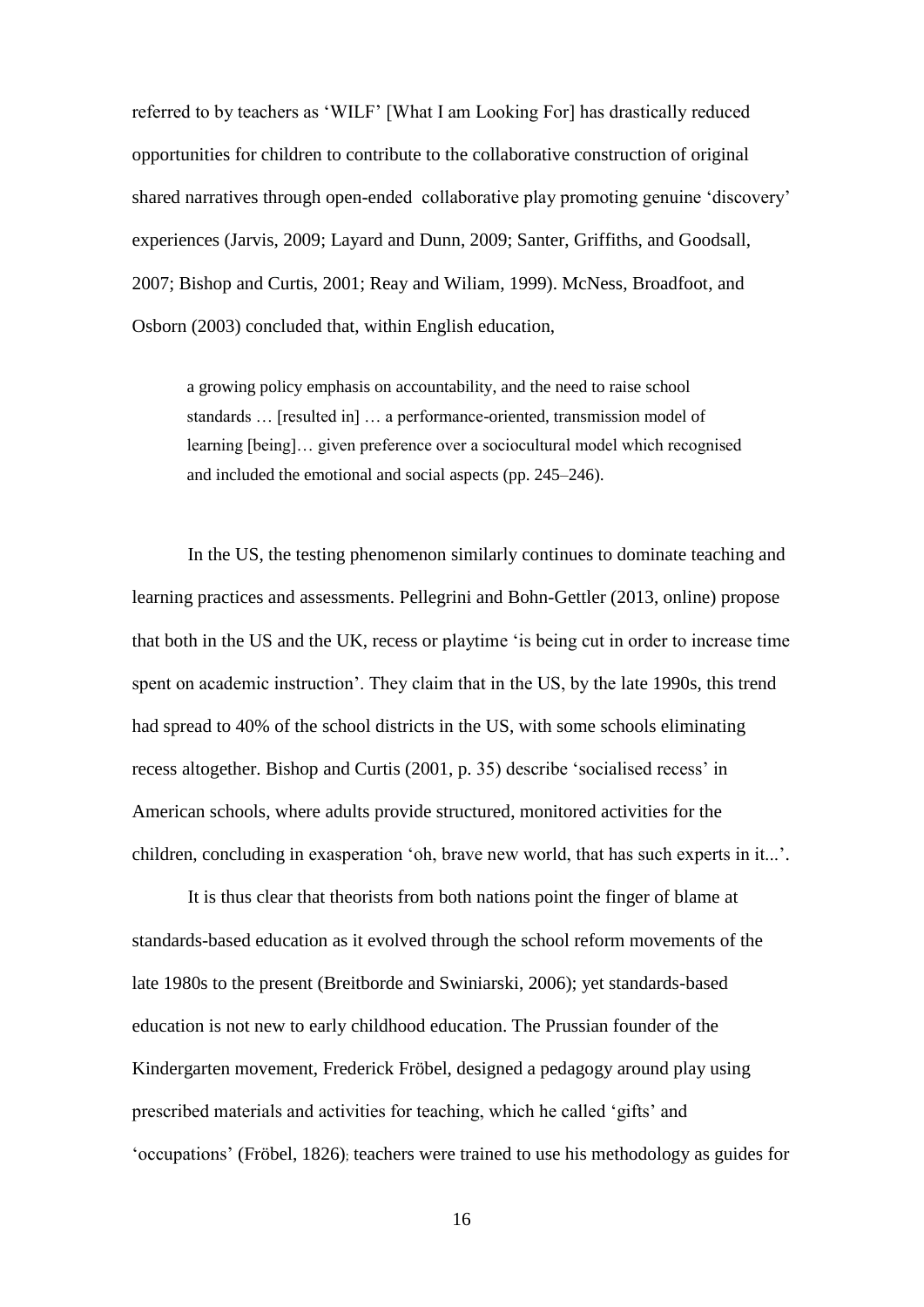referred to by teachers as 'WILF' [What I am Looking For] has drastically reduced opportunities for children to contribute to the collaborative construction of original shared narratives through open-ended collaborative play promoting genuine 'discovery' experiences (Jarvis, 2009; Layard and Dunn, 2009; Santer, Griffiths, and Goodsall, 2007; Bishop and Curtis, 2001; Reay and Wiliam, 1999). McNess, Broadfoot, and Osborn (2003) concluded that, within English education,

> a growing policy emphasis on accountability, and the need to raise school standards … [resulted in] … a performance-oriented, transmission model of learning [being]… given preference over a sociocultural model which recognised and included the emotional and social aspects (pp. 245–246).

In the US, the testing phenomenon similarly continues to dominate teaching and learning practices and assessments. Pellegrini and Bohn-Gettler (2013, online) propose that both in the US and the UK, recess or playtime 'is being cut in order to increase time spent on academic instruction'. They claim that in the US, by the late 1990s, this trend had spread to 40% of the school districts in the US, with some schools eliminating recess altogether. Bishop and Curtis (2001, p. 35) describe 'socialised recess' in American schools, where adults provide structured, monitored activities for the children, concluding in exasperation 'oh, brave new world, that has such experts in it...'.

It is thus clear that theorists from both nations point the finger of blame at standards-based education as it evolved through the school reform movements of the late 1980s to the present (Breitborde and Swiniarski, 2006); yet standards-based education is not new to early childhood education. The Prussian founder of the Kindergarten movement, Frederick Fröbel, designed a pedagogy around play using prescribed materials and activities for teaching, which he called 'gifts' and 'occupations' (Fröbel, 1826); teachers were trained to use his methodology as guides for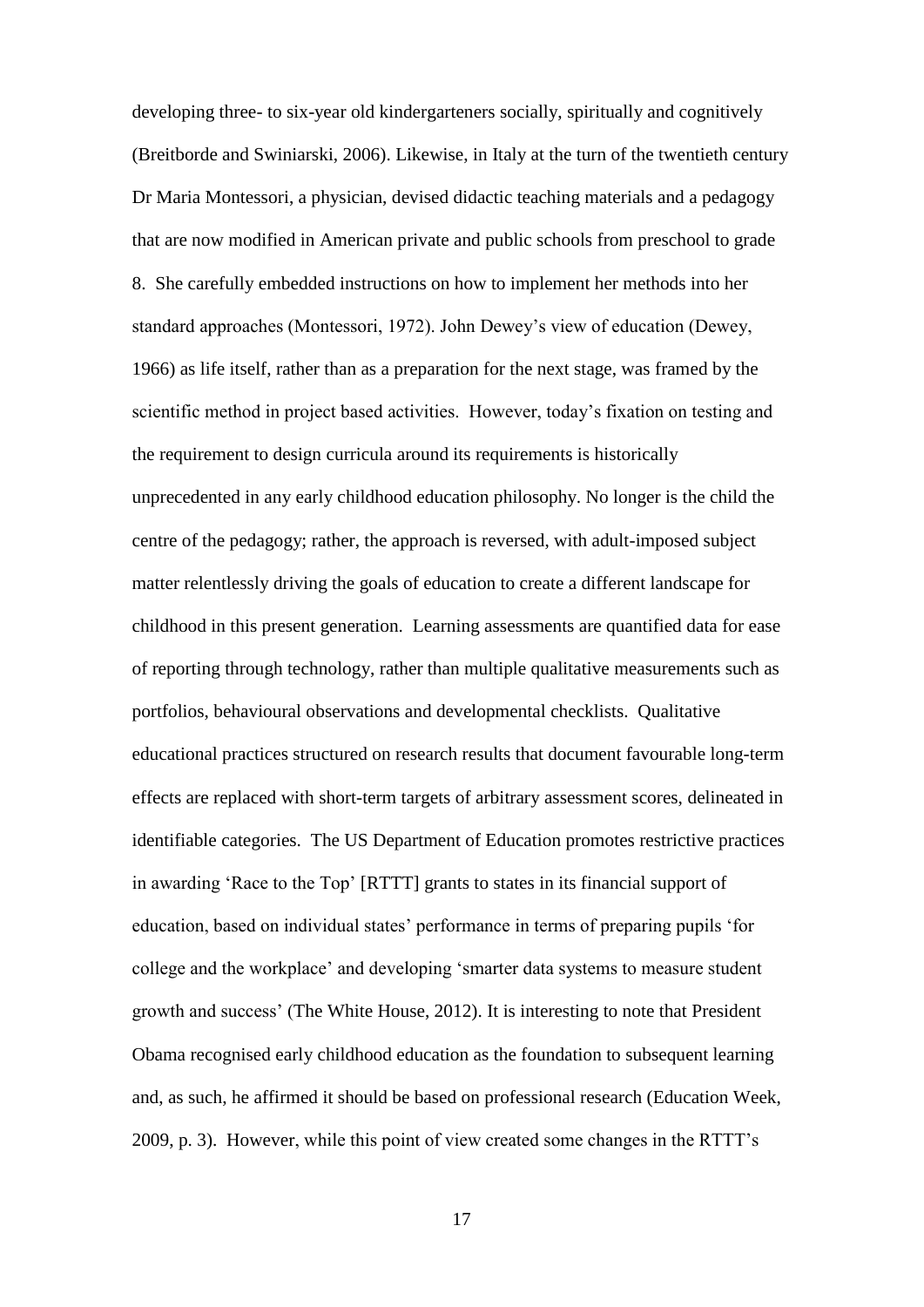developing three- to six-year old kindergarteners socially, spiritually and cognitively (Breitborde and Swiniarski, 2006). Likewise, in Italy at the turn of the twentieth century Dr Maria Montessori, a physician, devised didactic teaching materials and a pedagogy that are now modified in American private and public schools from preschool to grade 8. She carefully embedded instructions on how to implement her methods into her standard approaches (Montessori, 1972). John Dewey's view of education (Dewey, 1966) as life itself, rather than as a preparation for the next stage, was framed by the scientific method in project based activities. However, today's fixation on testing and the requirement to design curricula around its requirements is historically unprecedented in any early childhood education philosophy. No longer is the child the centre of the pedagogy; rather, the approach is reversed, with adult-imposed subject matter relentlessly driving the goals of education to create a different landscape for childhood in this present generation. Learning assessments are quantified data for ease of reporting through technology, rather than multiple qualitative measurements such as portfolios, behavioural observations and developmental checklists. Qualitative educational practices structured on research results that document favourable long-term effects are replaced with short-term targets of arbitrary assessment scores, delineated in identifiable categories. The US Department of Education promotes restrictive practices in awarding 'Race to the Top' [RTTT] grants to states in its financial support of education, based on individual states' performance in terms of preparing pupils 'for college and the workplace' and developing 'smarter data systems to measure student growth and success' (The White House, 2012). It is interesting to note that President Obama recognised early childhood education as the foundation to subsequent learning and, as such, he affirmed it should be based on professional research (Education Week, 2009, p. 3). However, while this point of view created some changes in the RTTT's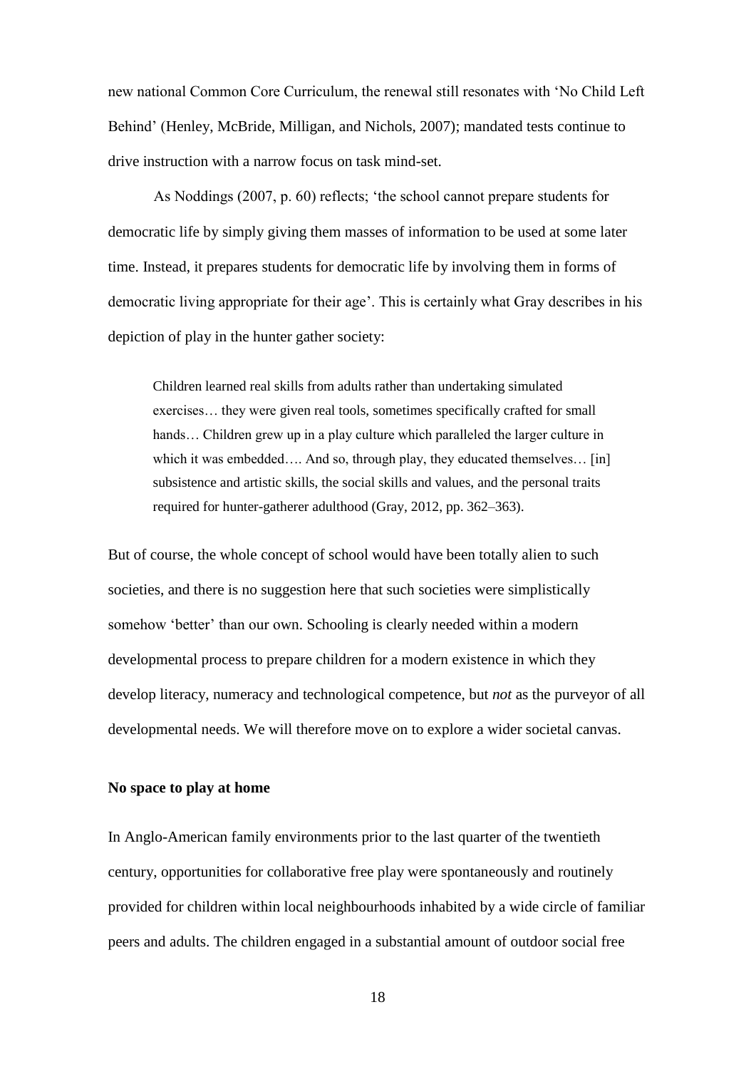new national Common Core Curriculum, the renewal still resonates with 'No Child Left Behind' (Henley, McBride, Milligan, and Nichols, 2007); mandated tests continue to drive instruction with a narrow focus on task mind-set.

As Noddings (2007, p. 60) reflects; 'the school cannot prepare students for democratic life by simply giving them masses of information to be used at some later time. Instead, it prepares students for democratic life by involving them in forms of democratic living appropriate for their age'. This is certainly what Gray describes in his depiction of play in the hunter gather society:

> Children learned real skills from adults rather than undertaking simulated exercises… they were given real tools, sometimes specifically crafted for small hands… Children grew up in a play culture which paralleled the larger culture in which it was embedded…. And so, through play, they educated themselves… [in] subsistence and artistic skills, the social skills and values, and the personal traits required for hunter-gatherer adulthood (Gray, 2012, pp. 362–363).

But of course, the whole concept of school would have been totally alien to such societies, and there is no suggestion here that such societies were simplistically somehow 'better' than our own. Schooling is clearly needed within a modern developmental process to prepare children for a modern existence in which they develop literacy, numeracy and technological competence, but *not* as the purveyor of all developmental needs. We will therefore move on to explore a wider societal canvas.

**No space to play at home**

In Anglo-American family environments prior to the last quarter of the twentieth century, opportunities for collaborative free play were spontaneously and routinely provided for children within local neighbourhoods inhabited by a wide circle of familiar peers and adults. The children engaged in a substantial amount of outdoor social free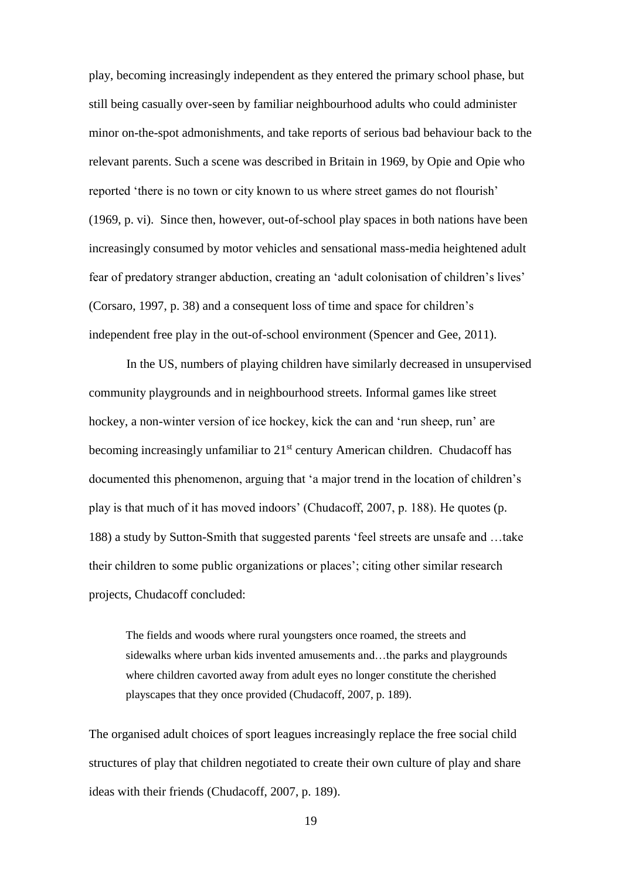play, becoming increasingly independent as they entered the primary school phase, but still being casually over-seen by familiar neighbourhood adults who could administer minor on-the-spot admonishments, and take reports of serious bad behaviour back to the relevant parents. Such a scene was described in Britain in 1969, by Opie and Opie who reported 'there is no town or city known to us where street games do not flourish' (1969, p. vi). Since then, however, out-of-school play spaces in both nations have been increasingly consumed by motor vehicles and sensational mass-media heightened adult fear of predatory stranger abduction, creating an 'adult colonisation of children's lives' (Corsaro, 1997, p. 38) and a consequent loss of time and space for children's independent free play in the out-of-school environment (Spencer and Gee, 2011).

In the US, numbers of playing children have similarly decreased in unsupervised community playgrounds and in neighbourhood streets. Informal games like street hockey, a non-winter version of ice hockey, kick the can and 'run sheep, run' are becoming increasingly unfamiliar to 21st century American children. Chudacoff has documented this phenomenon, arguing that 'a major trend in the location of children's play is that much of it has moved indoors' (Chudacoff, 2007, p. 188). He quotes (p. 188) a study by Sutton-Smith that suggested parents 'feel streets are unsafe and …take their children to some public organizations or places'; citing other similar research projects, Chudacoff concluded:

> The fields and woods where rural youngsters once roamed, the streets and sidewalks where urban kids invented amusements and…the parks and playgrounds where children cavorted away from adult eyes no longer constitute the cherished playscapes that they once provided (Chudacoff, 2007, p. 189).

The organised adult choices of sport leagues increasingly replace the free social child structures of play that children negotiated to create their own culture of play and share ideas with their friends (Chudacoff, 2007, p. 189).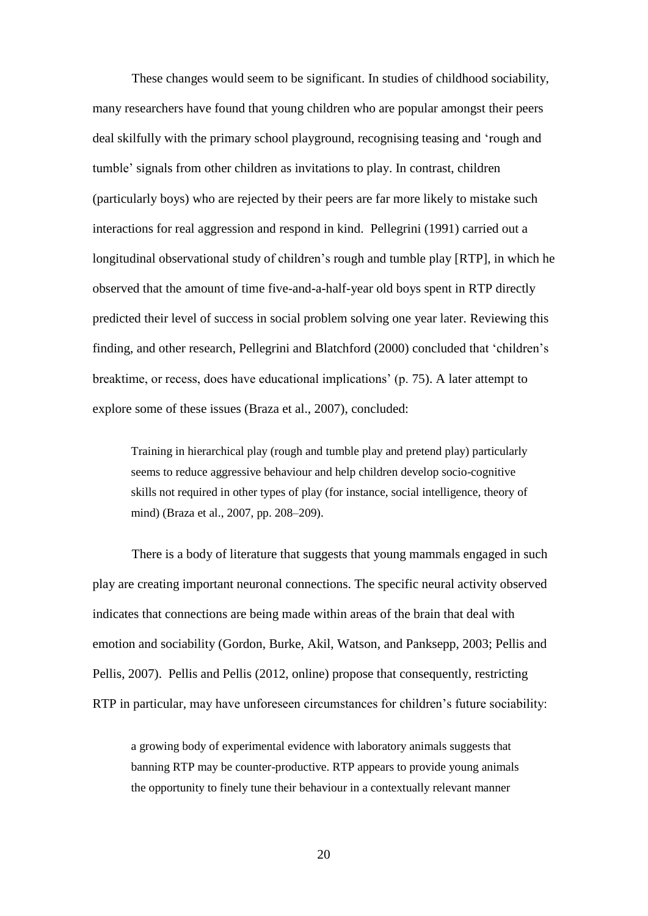These changes would seem to be significant. In studies of childhood sociability, many researchers have found that young children who are popular amongst their peers deal skilfully with the primary school playground, recognising teasing and 'rough and tumble' signals from other children as invitations to play. In contrast, children (particularly boys) who are rejected by their peers are far more likely to mistake such interactions for real aggression and respond in kind. Pellegrini (1991) carried out a longitudinal observational study of children's rough and tumble play [RTP], in which he observed that the amount of time five-and-a-half-year old boys spent in RTP directly predicted their level of success in social problem solving one year later. Reviewing this finding, and other research, Pellegrini and Blatchford (2000) concluded that 'children's breaktime, or recess, does have educational implications' (p. 75). A later attempt to explore some of these issues (Braza et al., 2007), concluded:

> Training in hierarchical play (rough and tumble play and pretend play) particularly seems to reduce aggressive behaviour and help children develop socio-cognitive skills not required in other types of play (for instance, social intelligence, theory of mind) (Braza et al., 2007, pp. 208–209).

There is a body of literature that suggests that young mammals engaged in such play are creating important neuronal connections. The specific neural activity observed indicates that connections are being made within areas of the brain that deal with emotion and sociability (Gordon, Burke, Akil, Watson, and Panksepp, 2003; Pellis and Pellis, 2007). Pellis and Pellis (2012, online) propose that consequently, restricting RTP in particular, may have unforeseen circumstances for children's future sociability:

> a growing body of experimental evidence with laboratory animals suggests that banning RTP may be counter-productive. RTP appears to provide young animals the opportunity to finely tune their behaviour in a contextually relevant manner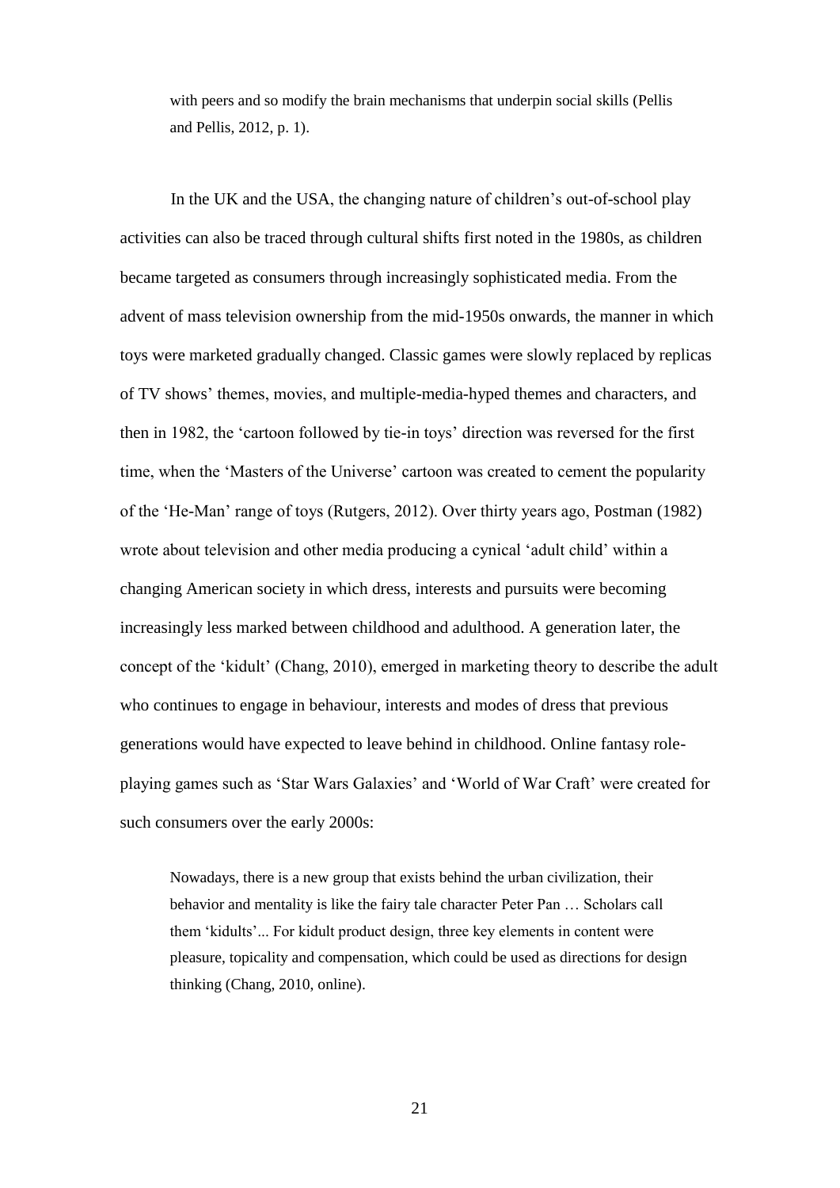> with peers and so modify the brain mechanisms that underpin social skills (Pellis and Pellis, 2012, p. 1).

In the UK and the USA, the changing nature of children's out-of-school play activities can also be traced through cultural shifts first noted in the 1980s, as children became targeted as consumers through increasingly sophisticated media. From the advent of mass television ownership from the mid-1950s onwards, the manner in which toys were marketed gradually changed. Classic games were slowly replaced by replicas of TV shows' themes, movies, and multiple-media-hyped themes and characters, and then in 1982, the 'cartoon followed by tie-in toys' direction was reversed for the first time, when the 'Masters of the Universe' cartoon was created to cement the popularity of the 'He-Man' range of toys (Rutgers, 2012). Over thirty years ago, Postman (1982) wrote about television and other media producing a cynical 'adult child' within a changing American society in which dress, interests and pursuits were becoming increasingly less marked between childhood and adulthood. A generation later, the concept of the 'kidult' (Chang, 2010), emerged in marketing theory to describe the adult who continues to engage in behaviour, interests and modes of dress that previous generations would have expected to leave behind in childhood. Online fantasy role-playing games such as 'Star Wars Galaxies' and 'World of War Craft' were created for such consumers over the early 2000s:

> Nowadays, there is a new group that exists behind the urban civilization, their behavior and mentality is like the fairy tale character Peter Pan … Scholars call them 'kidults'... For kidult product design, three key elements in content were pleasure, topicality and compensation, which could be used as directions for design thinking (Chang, 2010, online).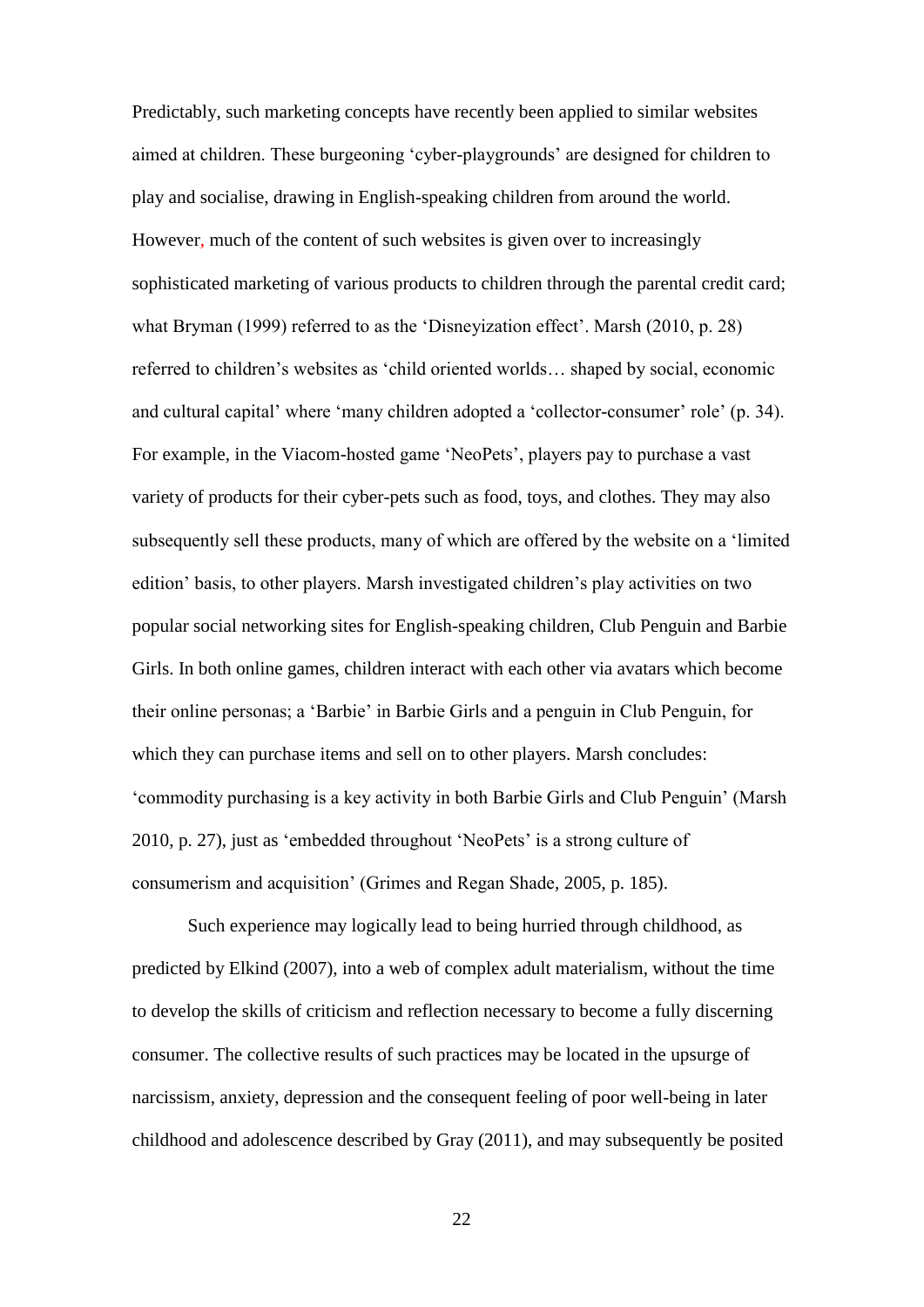Predictably, such marketing concepts have recently been applied to similar websites aimed at children. These burgeoning 'cyber-playgrounds' are designed for children to play and socialise, drawing in English-speaking children from around the world. However, much of the content of such websites is given over to increasingly sophisticated marketing of various products to children through the parental credit card; what Bryman (1999) referred to as the 'Disneyization effect'. Marsh (2010, p. 28) referred to children's websites as 'child oriented worlds… shaped by social, economic and cultural capital' where 'many children adopted a 'collector-consumer' role' (p. 34). For example, in the Viacom-hosted game 'NeoPets', players pay to purchase a vast variety of products for their cyber-pets such as food, toys, and clothes. They may also subsequently sell these products, many of which are offered by the website on a 'limited edition' basis, to other players. Marsh investigated children's play activities on two popular social networking sites for English-speaking children, Club Penguin and Barbie Girls. In both online games, children interact with each other via avatars which become their online personas; a 'Barbie' in Barbie Girls and a penguin in Club Penguin, for which they can purchase items and sell on to other players. Marsh concludes: 'commodity purchasing is a key activity in both Barbie Girls and Club Penguin' (Marsh 2010, p. 27), just as 'embedded throughout 'NeoPets' is a strong culture of consumerism and acquisition' (Grimes and Regan Shade, 2005, p. 185).

Such experience may logically lead to being hurried through childhood, as predicted by Elkind (2007), into a web of complex adult materialism, without the time to develop the skills of criticism and reflection necessary to become a fully discerning consumer. The collective results of such practices may be located in the upsurge of narcissism, anxiety, depression and the consequent feeling of poor well-being in later childhood and adolescence described by Gray (2011), and may subsequently be posited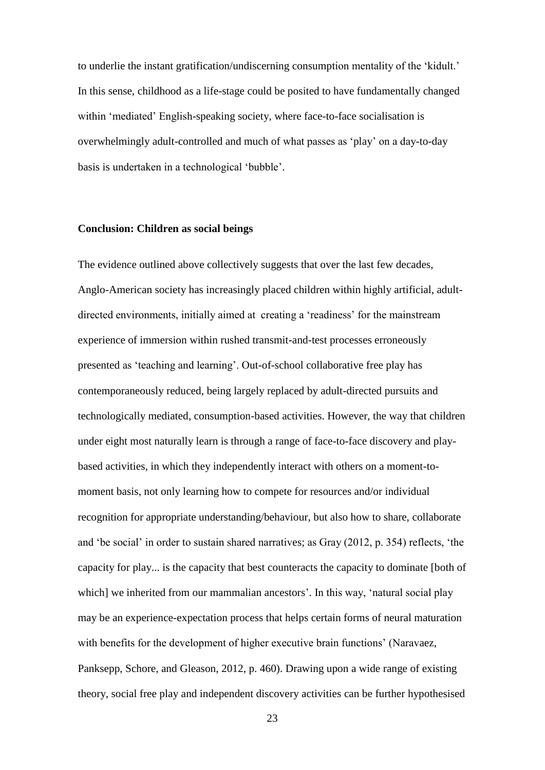to underlie the instant gratification/undiscerning consumption mentality of the 'kidult.' In this sense, childhood as a life-stage could be posited to have fundamentally changed within 'mediated' English-speaking society, where face-to-face socialisation is overwhelmingly adult-controlled and much of what passes as 'play' on a day-to-day basis is undertaken in a technological 'bubble'.

## Conclusion: Children as social beings

The evidence outlined above collectively suggests that over the last few decades, Anglo-American society has increasingly placed children within highly artificial, adult-directed environments, initially aimed at creating a 'readiness' for the mainstream experience of immersion within rushed transmit-and-test processes erroneously presented as 'teaching and learning'. Out-of-school collaborative free play has contemporaneously reduced, being largely replaced by adult-directed pursuits and technologically mediated, consumption-based activities. However, the way that children under eight most naturally learn is through a range of face-to-face discovery and play-based activities, in which they independently interact with others on a moment-to-moment basis, not only learning how to compete for resources and/or individual recognition for appropriate understanding/behaviour, but also how to share, collaborate and 'be social' in order to sustain shared narratives; as Gray (2012, p. 354) reflects, 'the capacity for play... is the capacity that best counteracts the capacity to dominate [both of which] we inherited from our mammalian ancestors'. In this way, 'natural social play may be an experience-expectation process that helps certain forms of neural maturation with benefits for the development of higher executive brain functions' (Naravaez, Panksepp, Schore, and Gleason, 2012, p. 460). Drawing upon a wide range of existing theory, social free play and independent discovery activities can be further hypothesised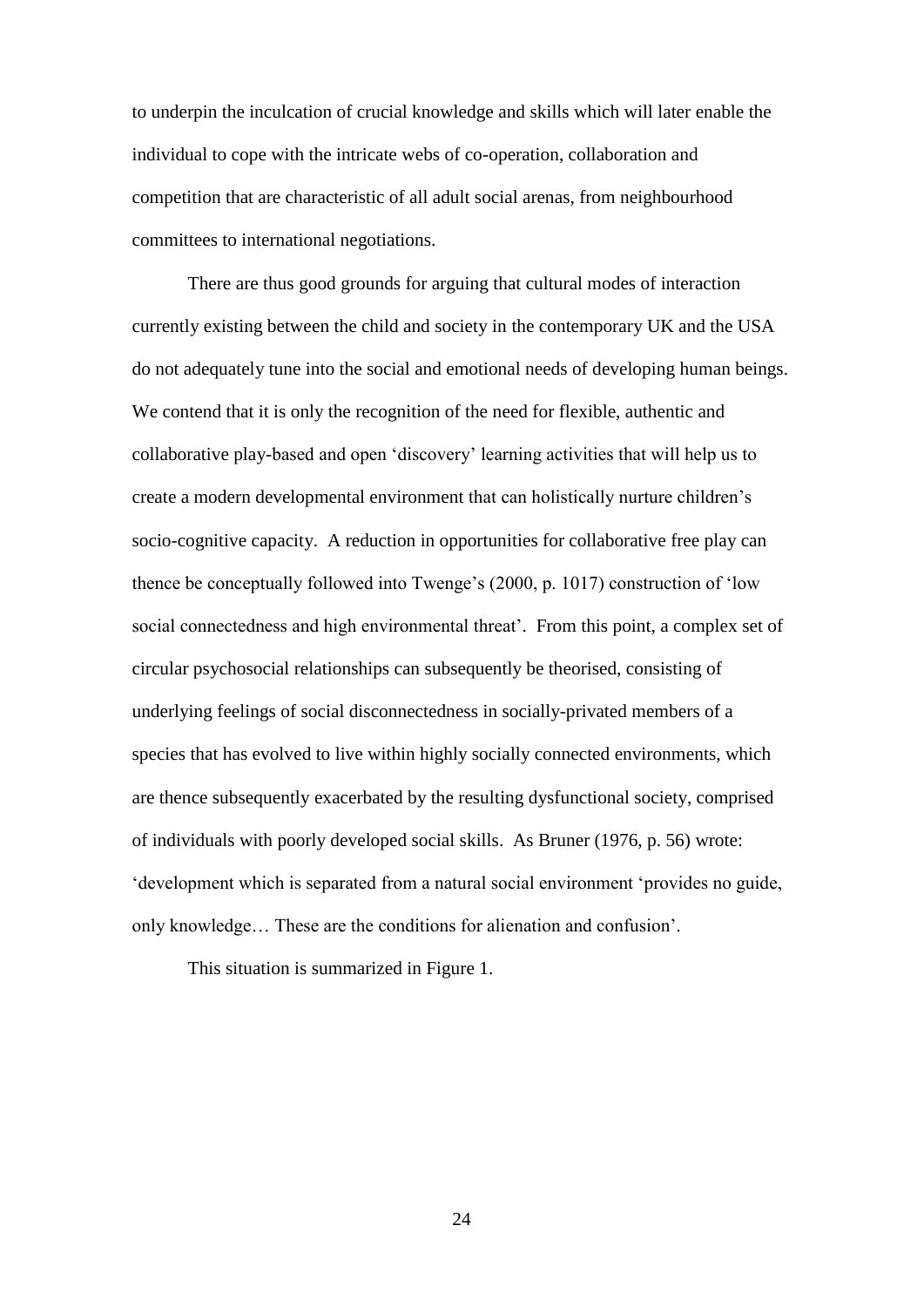to underpin the inculcation of crucial knowledge and skills which will later enable the individual to cope with the intricate webs of co-operation, collaboration and competition that are characteristic of all adult social arenas, from neighbourhood committees to international negotiations.

There are thus good grounds for arguing that cultural modes of interaction currently existing between the child and society in the contemporary UK and the USA do not adequately tune into the social and emotional needs of developing human beings. We contend that it is only the recognition of the need for flexible, authentic and collaborative play-based and open 'discovery' learning activities that will help us to create a modern developmental environment that can holistically nurture children's socio-cognitive capacity. A reduction in opportunities for collaborative free play can thence be conceptually followed into Twenge's (2000, p. 1017) construction of 'low social connectedness and high environmental threat'. From this point, a complex set of circular psychosocial relationships can subsequently be theorised, consisting of underlying feelings of social disconnectedness in socially-privated members of a species that has evolved to live within highly socially connected environments, which are thence subsequently exacerbated by the resulting dysfunctional society, comprised of individuals with poorly developed social skills. As Bruner (1976, p. 56) wrote: 'development which is separated from a natural social environment 'provides no guide, only knowledge… These are the conditions for alienation and confusion'.

This situation is summarized in Figure 1.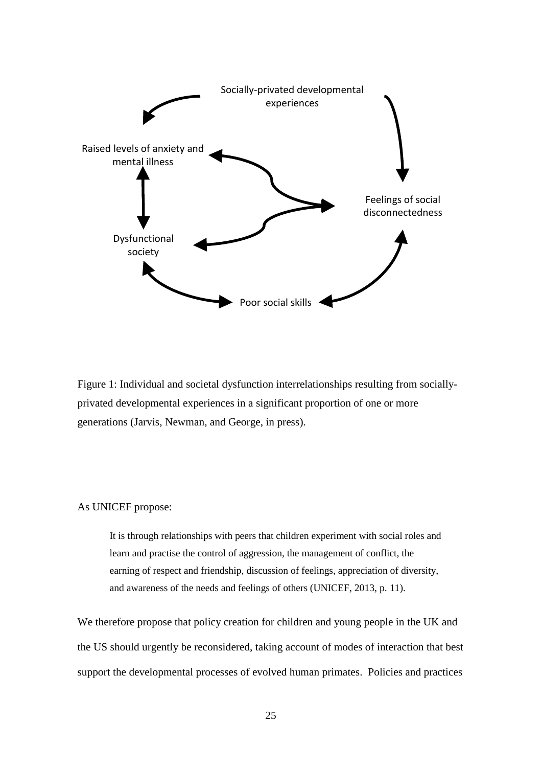Figure 1: Individual and societal dysfunction interrelationships resulting from socially-privated developmental experiences in a significant proportion of one or more generations (Jarvis, Newman, and George, in press).

As UNICEF propose:

> It is through relationships with peers that children experiment with social roles and learn and practise the control of aggression, the management of conflict, the earning of respect and friendship, discussion of feelings, appreciation of diversity, and awareness of the needs and feelings of others (UNICEF, 2013, p. 11).

We therefore propose that policy creation for children and young people in the UK and the US should urgently be reconsidered, taking account of modes of interaction that best support the developmental processes of evolved human primates. Policies and practices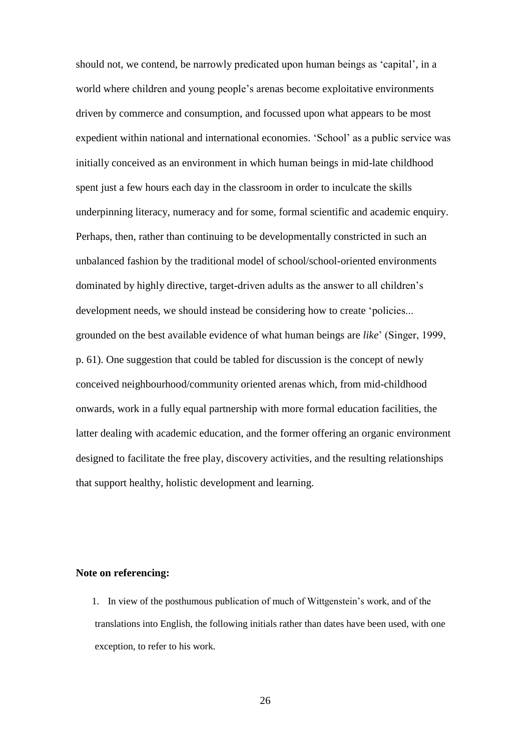should not, we contend, be narrowly predicated upon human beings as 'capital', in a world where children and young people's arenas become exploitative environments driven by commerce and consumption, and focussed upon what appears to be most expedient within national and international economies. 'School' as a public service was initially conceived as an environment in which human beings in mid-late childhood spent just a few hours each day in the classroom in order to inculcate the skills underpinning literacy, numeracy and for some, formal scientific and academic enquiry. Perhaps, then, rather than continuing to be developmentally constricted in such an unbalanced fashion by the traditional model of school/school-oriented environments dominated by highly directive, target-driven adults as the answer to all children's development needs, we should instead be considering how to create 'policies... grounded on the best available evidence of what human beings are *like*' (Singer, 1999, p. 61). One suggestion that could be tabled for discussion is the concept of newly conceived neighbourhood/community oriented arenas which, from mid-childhood onwards, work in a fully equal partnership with more formal education facilities, the latter dealing with academic education, and the former offering an organic environment designed to facilitate the free play, discovery activities, and the resulting relationships that support healthy, holistic development and learning.

**Note on referencing:**

1. In view of the posthumous publication of much of Wittgenstein's work, and of the translations into English, the following initials rather than dates have been used, with one exception, to refer to his work.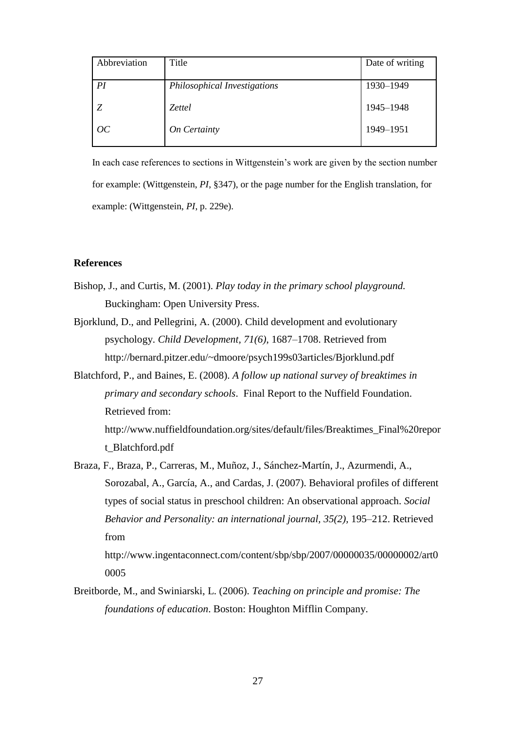| Abbreviation | Title | Date of writing |
| --- | --- | --- |
| *PI* | *Philosophical Investigations* | 1930–1949 |
| *Z* | *Zettel* | 1945–1948 |
| *OC* | *On Certainty* | 1949–1951 |

In each case references to sections in Wittgenstein's work are given by the section number for example: (Wittgenstein, *PI*, §347), or the page number for the English translation, for example: (Wittgenstein, *PI*, p. 229e).

**References**

Bishop, J., and Curtis, M. (2001). *Play today in the primary school playground.* Buckingham: Open University Press.

Bjorklund, D., and Pellegrini, A. (2000). Child development and evolutionary psychology. *Child Development, 71(6)*, 1687–1708. Retrieved from http://bernard.pitzer.edu/~dmoore/psych199s03articles/Bjorklund.pdf

Blatchford, P., and Baines, E. (2008). *A follow up national survey of breaktimes in primary and secondary schools*. Final Report to the Nuffield Foundation. Retrieved from: http://www.nuffieldfoundation.org/sites/default/files/Breaktimes_Final%20report_Blatchford.pdf

Braza, F., Braza, P., Carreras, M., Muñoz, J., Sánchez-Martín, J., Azurmendi, A., Sorozabal, A., García, A., and Cardas, J. (2007). Behavioral profiles of different types of social status in preschool children: An observational approach. *Social Behavior and Personality: an international journal, 35(2)*, 195–212. Retrieved from http://www.ingentaconnect.com/content/sbp/sbp/2007/00000035/00000002/art00005

Breitborde, M., and Swiniarski, L. (2006). *Teaching on principle and promise: The foundations of education*. Boston: Houghton Mifflin Company.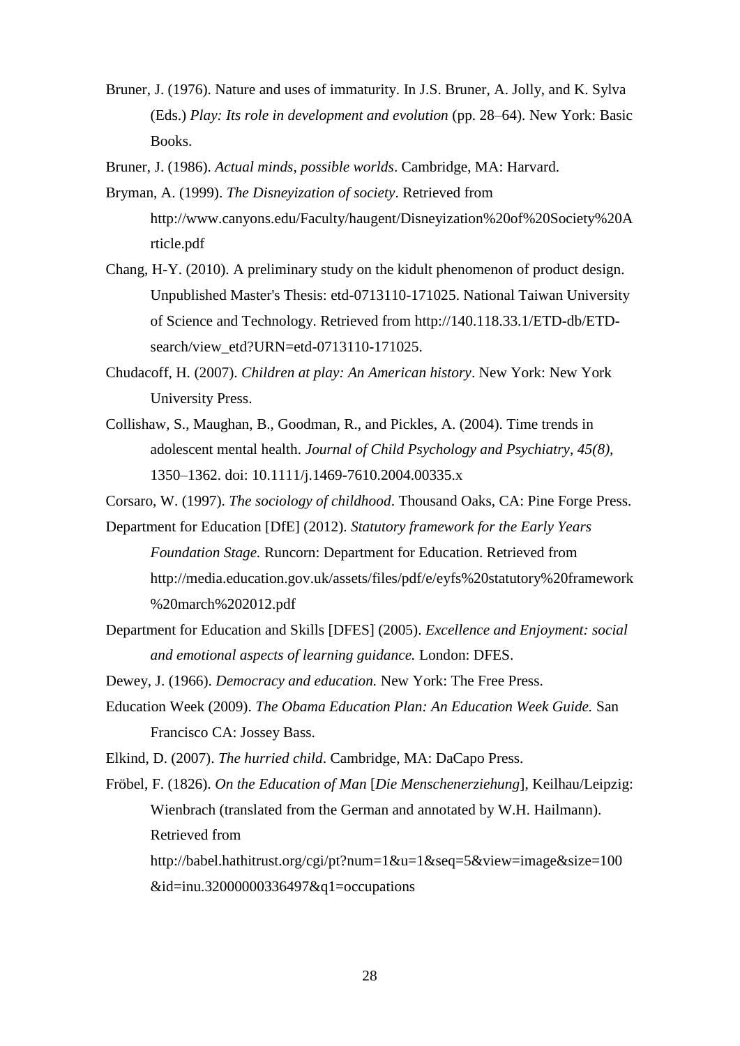Bruner, J. (1976). Nature and uses of immaturity. In J.S. Bruner, A. Jolly, and K. Sylva (Eds.) *Play: Its role in development and evolution* (pp. 28–64). New York: Basic Books.

Bruner, J. (1986). *Actual minds, possible worlds*. Cambridge, MA: Harvard.

Bryman, A. (1999). *The Disneyization of society*. Retrieved from http://www.canyons.edu/Faculty/haugent/Disneyization%20of%20Society%20Article.pdf

Chang, H-Y. (2010). A preliminary study on the kidult phenomenon of product design. Unpublished Master's Thesis: etd-0713110-171025. National Taiwan University of Science and Technology. Retrieved from http://140.118.33.1/ETD-db/ETD-search/view_etd?URN=etd-0713110-171025.

Chudacoff, H. (2007). *Children at play: An American history*. New York: New York University Press.

Collishaw, S., Maughan, B., Goodman, R., and Pickles, A. (2004). Time trends in adolescent mental health. *Journal of Child Psychology and Psychiatry, 45(8),* 1350–1362. doi: 10.1111/j.1469-7610.2004.00335.x

Corsaro, W. (1997). *The sociology of childhood*. Thousand Oaks, CA: Pine Forge Press.

Department for Education [DfE] (2012). *Statutory framework for the Early Years Foundation Stage.* Runcorn: Department for Education. Retrieved from http://media.education.gov.uk/assets/files/pdf/e/eyfs%20statutory%20framework%20march%202012.pdf

Department for Education and Skills [DFES] (2005). *Excellence and Enjoyment: social and emotional aspects of learning guidance.* London: DFES.

Dewey, J. (1966). *Democracy and education.* New York: The Free Press.

Education Week (2009). *The Obama Education Plan: An Education Week Guide.* San Francisco CA: Jossey Bass.

Elkind, D. (2007). *The hurried child*. Cambridge, MA: DaCapo Press.

Fröbel, F. (1826). *On the Education of Man* [*Die Menschenerziehung*], Keilhau/Leipzig: Wienbrach (translated from the German and annotated by W.H. Hailmann). Retrieved from http://babel.hathitrust.org/cgi/pt?num=1&u=1&seq=5&view=image&size=100&id=inu.32000000336497&q1=occupations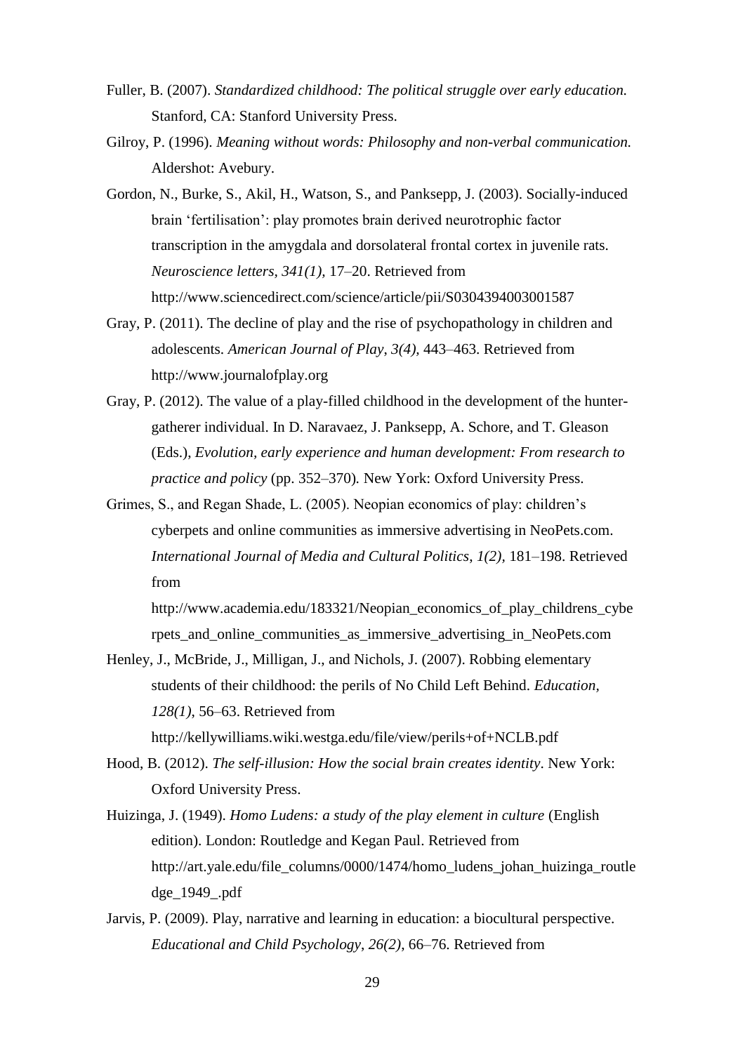Fuller, B. (2007). *Standardized childhood: The political struggle over early education.* Stanford, CA: Stanford University Press.

Gilroy, P. (1996). *Meaning without words: Philosophy and non-verbal communication.* Aldershot: Avebury.

Gordon, N., Burke, S., Akil, H., Watson, S., and Panksepp, J. (2003). Socially-induced brain 'fertilisation': play promotes brain derived neurotrophic factor transcription in the amygdala and dorsolateral frontal cortex in juvenile rats. *Neuroscience letters, 341(1),* 17–20. Retrieved from http://www.sciencedirect.com/science/article/pii/S0304394003001587

Gray, P. (2011). The decline of play and the rise of psychopathology in children and adolescents. *American Journal of Play, 3(4),* 443–463. Retrieved from http://www.journalofplay.org

Gray, P. (2012). The value of a play-filled childhood in the development of the hunter-gatherer individual. In D. Naravaez, J. Panksepp, A. Schore, and T. Gleason (Eds.), *Evolution, early experience and human development: From research to practice and policy* (pp. 352–370)*.* New York: Oxford University Press.

Grimes, S., and Regan Shade, L. (2005). Neopian economics of play: children's cyberpets and online communities as immersive advertising in NeoPets.com. *International Journal of Media and Cultural Politics, 1(2),* 181–198. Retrieved from http://www.academia.edu/183321/Neopian_economics_of_play_childrens_cyberpets_and_online_communities_as_immersive_advertising_in_NeoPets.com

Henley, J., McBride, J., Milligan, J., and Nichols, J. (2007). Robbing elementary students of their childhood: the perils of No Child Left Behind. *Education, 128(1),* 56–63. Retrieved from http://kellywilliams.wiki.westga.edu/file/view/perils+of+NCLB.pdf

Hood, B. (2012). *The self-illusion: How the social brain creates identity*. New York: Oxford University Press.

Huizinga, J. (1949). *Homo Ludens: a study of the play element in culture* (English edition). London: Routledge and Kegan Paul. Retrieved from http://art.yale.edu/file_columns/0000/1474/homo_ludens_johan_huizinga_routledge_1949_.pdf

Jarvis, P. (2009). Play, narrative and learning in education: a biocultural perspective. *Educational and Child Psychology, 26(2),* 66–76. Retrieved from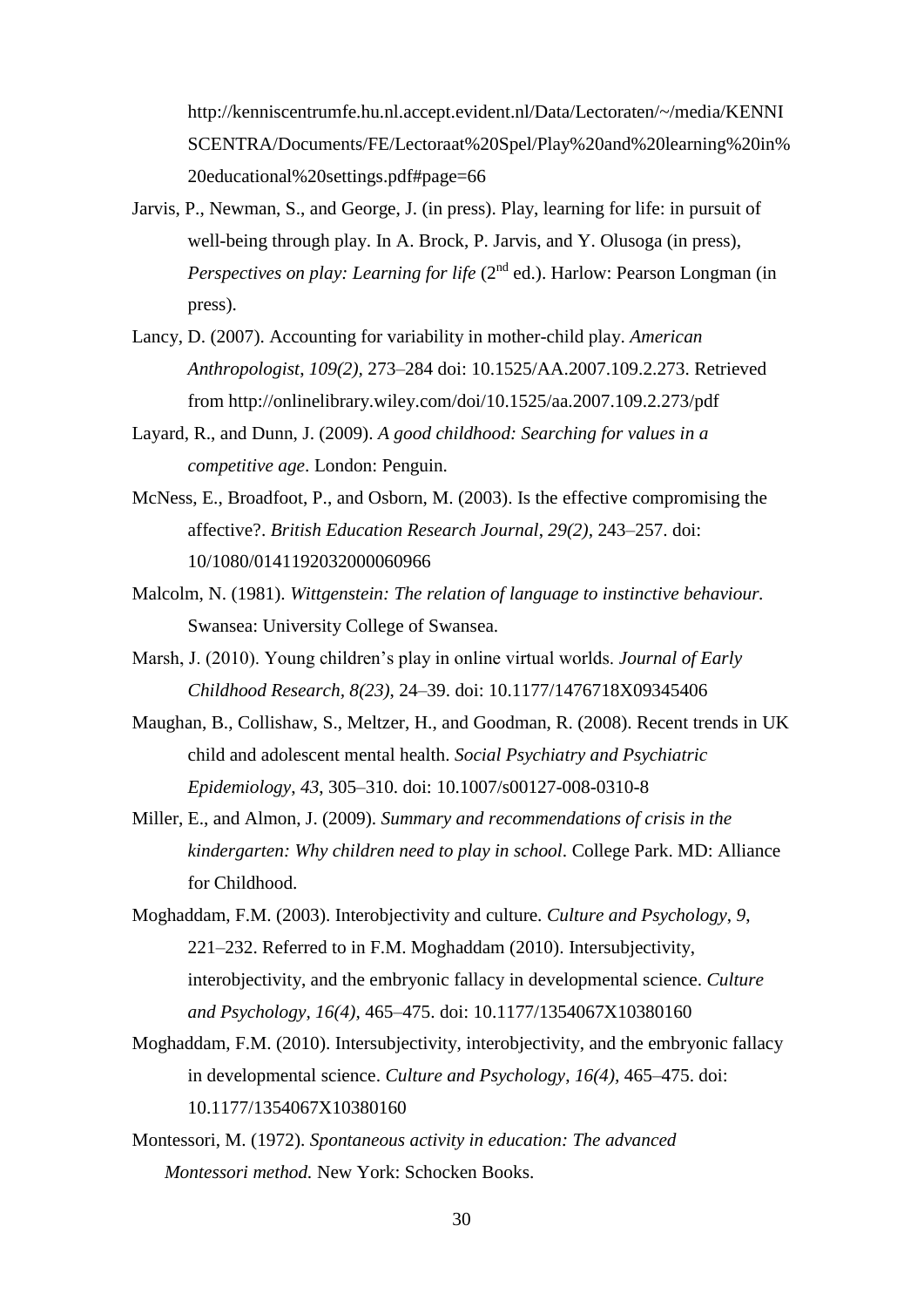http://kenniscentrumfe.hu.nl.accept.evident.nl/Data/Lectoraten/~/media/KENNISCENTRA/Documents/FE/Lectoraat%20Spel/Play%20and%20learning%20in%20educational%20settings.pdf#page=66

Jarvis, P., Newman, S., and George, J. (in press). Play, learning for life: in pursuit of well-being through play. In A. Brock, P. Jarvis, and Y. Olusoga (in press), *Perspectives on play: Learning for life* (2nd ed.). Harlow: Pearson Longman (in press).

Lancy, D. (2007). Accounting for variability in mother-child play. *American Anthropologist*, *109(2)*, 273–284 doi: 10.1525/AA.2007.109.2.273. Retrieved from http://onlinelibrary.wiley.com/doi/10.1525/aa.2007.109.2.273/pdf

Layard, R., and Dunn, J. (2009). *A good childhood: Searching for values in a competitive age*. London: Penguin.

McNess, E., Broadfoot, P., and Osborn, M. (2003). Is the effective compromising the affective?. *British Education Research Journal*, *29(2)*, 243–257. doi: 10/1080/0141192032000060966

Malcolm, N. (1981). *Wittgenstein: The relation of language to instinctive behaviour.* Swansea: University College of Swansea.

Marsh, J. (2010). Young children's play in online virtual worlds. *Journal of Early Childhood Research, 8(23)*, 24–39. doi: 10.1177/1476718X09345406

Maughan, B., Collishaw, S., Meltzer, H., and Goodman, R. (2008). Recent trends in UK child and adolescent mental health. *Social Psychiatry and Psychiatric Epidemiology*, *43*, 305–310. doi: 10.1007/s00127-008-0310-8

Miller, E., and Almon, J. (2009). *Summary and recommendations of crisis in the kindergarten: Why children need to play in school*. College Park. MD: Alliance for Childhood.

Moghaddam, F.M. (2003). Interobjectivity and culture. *Culture and Psychology*, *9*, 221–232. Referred to in F.M. Moghaddam (2010). Intersubjectivity, interobjectivity, and the embryonic fallacy in developmental science. *Culture and Psychology*, *16(4)*, 465–475. doi: 10.1177/1354067X10380160

Moghaddam, F.M. (2010). Intersubjectivity, interobjectivity, and the embryonic fallacy in developmental science. *Culture and Psychology*, *16(4)*, 465–475. doi: 10.1177/1354067X10380160

Montessori, M. (1972). *Spontaneous activity in education: The advanced Montessori method.* New York: Schocken Books.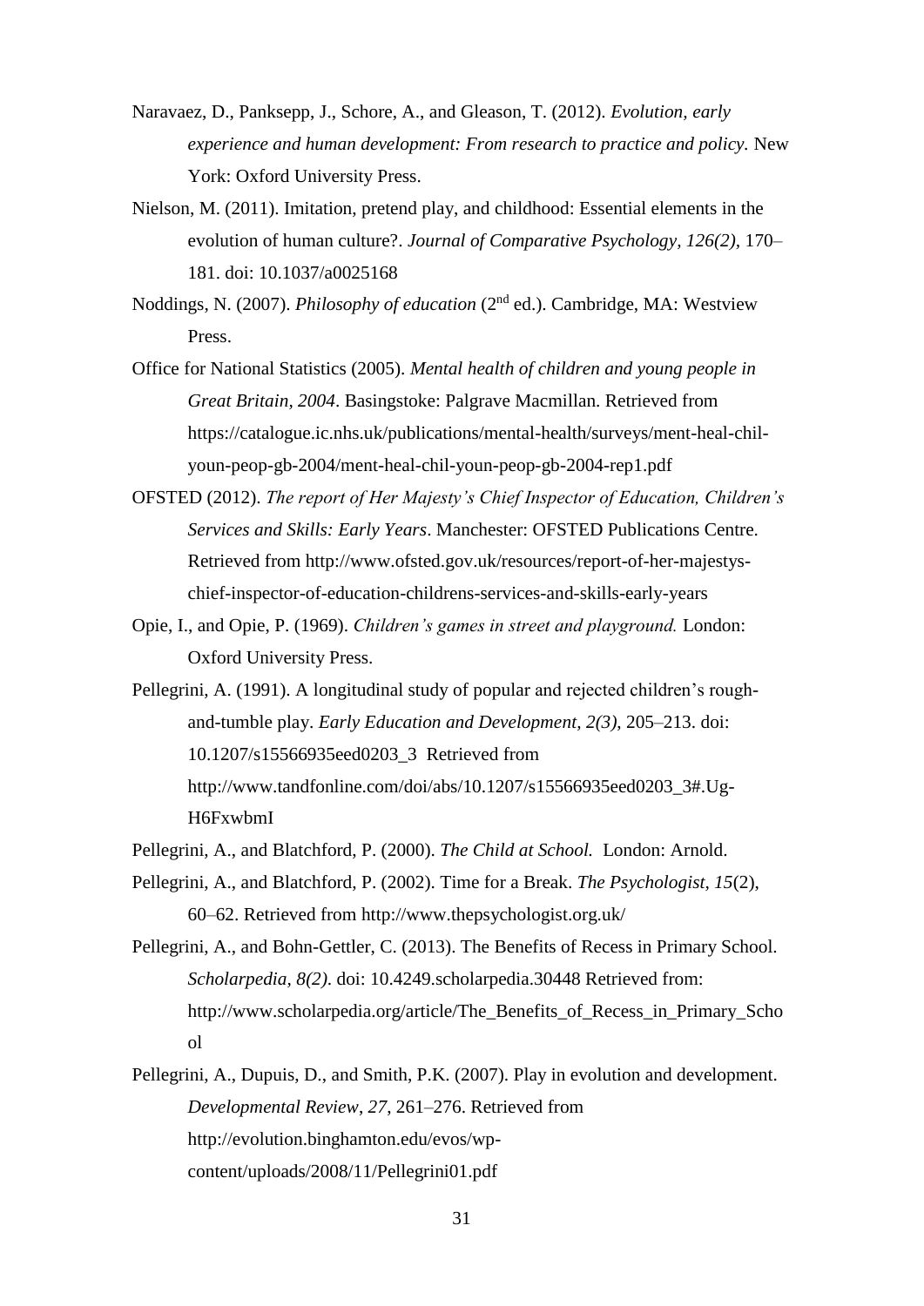Naravaez, D., Panksepp, J., Schore, A., and Gleason, T. (2012). *Evolution, early experience and human development: From research to practice and policy.* New York: Oxford University Press.

Nielson, M. (2011). Imitation, pretend play, and childhood: Essential elements in the evolution of human culture?. *Journal of Comparative Psychology, 126(2),* 170–181. doi: 10.1037/a0025168

Noddings, N. (2007). *Philosophy of education* (2nd ed.). Cambridge, MA: Westview Press.

Office for National Statistics (2005). *Mental health of children and young people in Great Britain, 2004*. Basingstoke: Palgrave Macmillan. Retrieved from https://catalogue.ic.nhs.uk/publications/mental-health/surveys/ment-heal-chil-youn-peop-gb-2004/ment-heal-chil-youn-peop-gb-2004-rep1.pdf

OFSTED (2012). *The report of Her Majesty's Chief Inspector of Education, Children's Services and Skills: Early Years*. Manchester: OFSTED Publications Centre. Retrieved from http://www.ofsted.gov.uk/resources/report-of-her-majestys-chief-inspector-of-education-childrens-services-and-skills-early-years

Opie, I., and Opie, P. (1969). *Children's games in street and playground.* London: Oxford University Press.

Pellegrini, A. (1991). A longitudinal study of popular and rejected children's rough-and-tumble play. *Early Education and Development, 2(3),* 205–213. doi: 10.1207/s15566935eed0203_3 Retrieved from http://www.tandfonline.com/doi/abs/10.1207/s15566935eed0203_3#.Ug-H6FxwbmI

Pellegrini, A., and Blatchford, P. (2000). *The Child at School.* London: Arnold.

Pellegrini, A., and Blatchford, P. (2002). Time for a Break. *The Psychologist, 15*(2), 60–62. Retrieved from http://www.thepsychologist.org.uk/

Pellegrini, A., and Bohn-Gettler, C. (2013). The Benefits of Recess in Primary School. *Scholarpedia, 8(2)*. doi: 10.4249.scholarpedia.30448 Retrieved from: http://www.scholarpedia.org/article/The_Benefits_of_Recess_in_Primary_School

Pellegrini, A., Dupuis, D., and Smith, P.K. (2007). Play in evolution and development. *Developmental Review*, *27*, 261–276. Retrieved from http://evolution.binghamton.edu/evos/wp-content/uploads/2008/11/Pellegrini01.pdf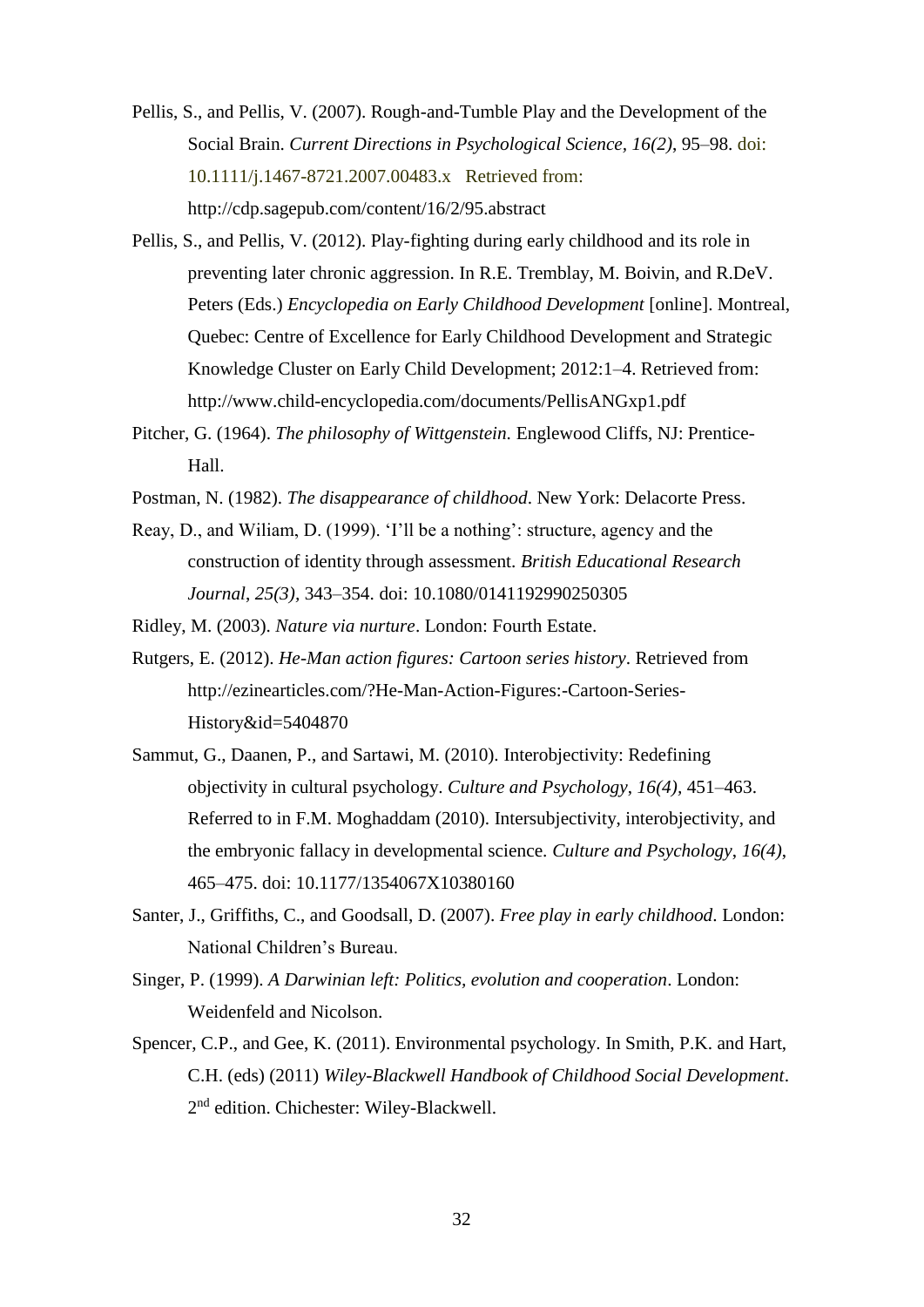Pellis, S., and Pellis, V. (2007). Rough-and-Tumble Play and the Development of the Social Brain. *Current Directions in Psychological Science, 16(2)*, 95–98. doi: 10.1111/j.1467-8721.2007.00483.x Retrieved from: http://cdp.sagepub.com/content/16/2/95.abstract

Pellis, S., and Pellis, V. (2012). Play-fighting during early childhood and its role in preventing later chronic aggression. In R.E. Tremblay, M. Boivin, and R.DeV. Peters (Eds.) *Encyclopedia on Early Childhood Development* [online]. Montreal, Quebec: Centre of Excellence for Early Childhood Development and Strategic Knowledge Cluster on Early Child Development; 2012:1–4. Retrieved from: http://www.child-encyclopedia.com/documents/PellisANGxp1.pdf

Pitcher, G. (1964). *The philosophy of Wittgenstein*. Englewood Cliffs, NJ: Prentice-Hall.

Postman, N. (1982). *The disappearance of childhood*. New York: Delacorte Press.

Reay, D., and Wiliam, D. (1999). 'I'll be a nothing': structure, agency and the construction of identity through assessment. *British Educational Research Journal*, *25(3)*, 343–354. doi: 10.1080/0141192990250305

Ridley, M. (2003). *Nature via nurture*. London: Fourth Estate.

Rutgers, E. (2012). *He-Man action figures: Cartoon series history*. Retrieved from http://ezinearticles.com/?He-Man-Action-Figures:-Cartoon-Series-History&id=5404870

Sammut, G., Daanen, P., and Sartawi, M. (2010). Interobjectivity: Redefining objectivity in cultural psychology. *Culture and Psychology*, *16(4)*, 451–463. Referred to in F.M. Moghaddam (2010). Intersubjectivity, interobjectivity, and the embryonic fallacy in developmental science. *Culture and Psychology*, *16(4)*, 465–475. doi: 10.1177/1354067X10380160

Santer, J., Griffiths, C., and Goodsall, D. (2007). *Free play in early childhood*. London: National Children's Bureau.

Singer, P. (1999). *A Darwinian left: Politics, evolution and cooperation*. London: Weidenfeld and Nicolson.

Spencer, C.P., and Gee, K. (2011). Environmental psychology. In Smith, P.K. and Hart, C.H. (eds) (2011) *Wiley-Blackwell Handbook of Childhood Social Development*. 2nd edition. Chichester: Wiley-Blackwell.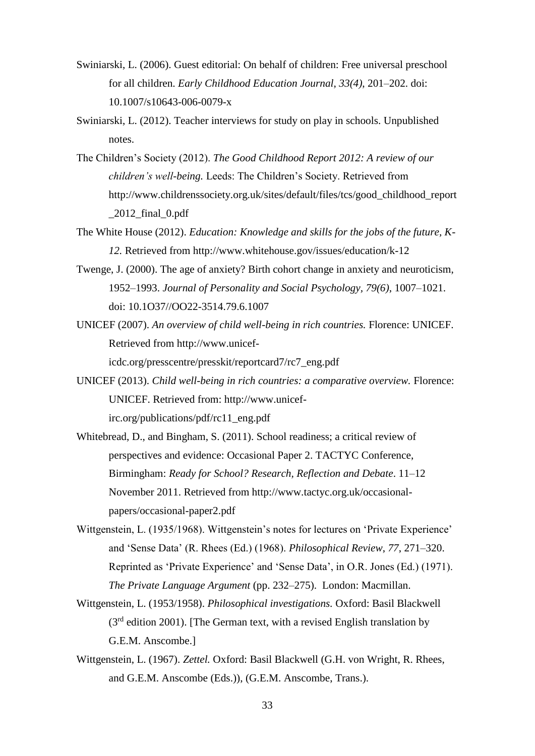Swiniarski, L. (2006). Guest editorial: On behalf of children: Free universal preschool for all children. *Early Childhood Education Journal*, *33(4)*, 201–202. doi: 10.1007/s10643-006-0079-x

Swiniarski, L. (2012). Teacher interviews for study on play in schools. Unpublished notes.

The Children's Society (2012). *The Good Childhood Report 2012: A review of our children's well-being.* Leeds: The Children's Society. Retrieved from http://www.childrenssociety.org.uk/sites/default/files/tcs/good_childhood_report_2012_final_0.pdf

The White House (2012). *Education: Knowledge and skills for the jobs of the future, K-12.* Retrieved from http://www.whitehouse.gov/issues/education/k-12

Twenge, J. (2000). The age of anxiety? Birth cohort change in anxiety and neuroticism, 1952–1993. *Journal of Personality and Social Psychology*, *79(6)*, 1007–1021. doi: 10.1O37//OO22-3514.79.6.1007

UNICEF (2007). *An overview of child well-being in rich countries.* Florence: UNICEF. Retrieved from http://www.unicef-icdc.org/presscentre/presskit/reportcard7/rc7_eng.pdf

UNICEF (2013). *Child well-being in rich countries: a comparative overview.* Florence: UNICEF. Retrieved from: http://www.unicef-irc.org/publications/pdf/rc11_eng.pdf

Whitebread, D., and Bingham, S. (2011). School readiness; a critical review of perspectives and evidence: Occasional Paper 2. TACTYC Conference, Birmingham: *Ready for School? Research, Reflection and Debate*. 11–12 November 2011. Retrieved from http://www.tactyc.org.uk/occasional-papers/occasional-paper2.pdf

Wittgenstein, L. (1935/1968). Wittgenstein's notes for lectures on 'Private Experience' and 'Sense Data' (R. Rhees (Ed.) (1968). *Philosophical Review*, *77*, 271–320. Reprinted as 'Private Experience' and 'Sense Data', in O.R. Jones (Ed.) (1971). *The Private Language Argument* (pp. 232–275). London: Macmillan.

Wittgenstein, L. (1953/1958). *Philosophical investigations.* Oxford: Basil Blackwell (3rd edition 2001). [The German text, with a revised English translation by G.E.M. Anscombe.]

Wittgenstein, L. (1967). *Zettel.* Oxford: Basil Blackwell (G.H. von Wright, R. Rhees, and G.E.M. Anscombe (Eds.)), (G.E.M. Anscombe, Trans.).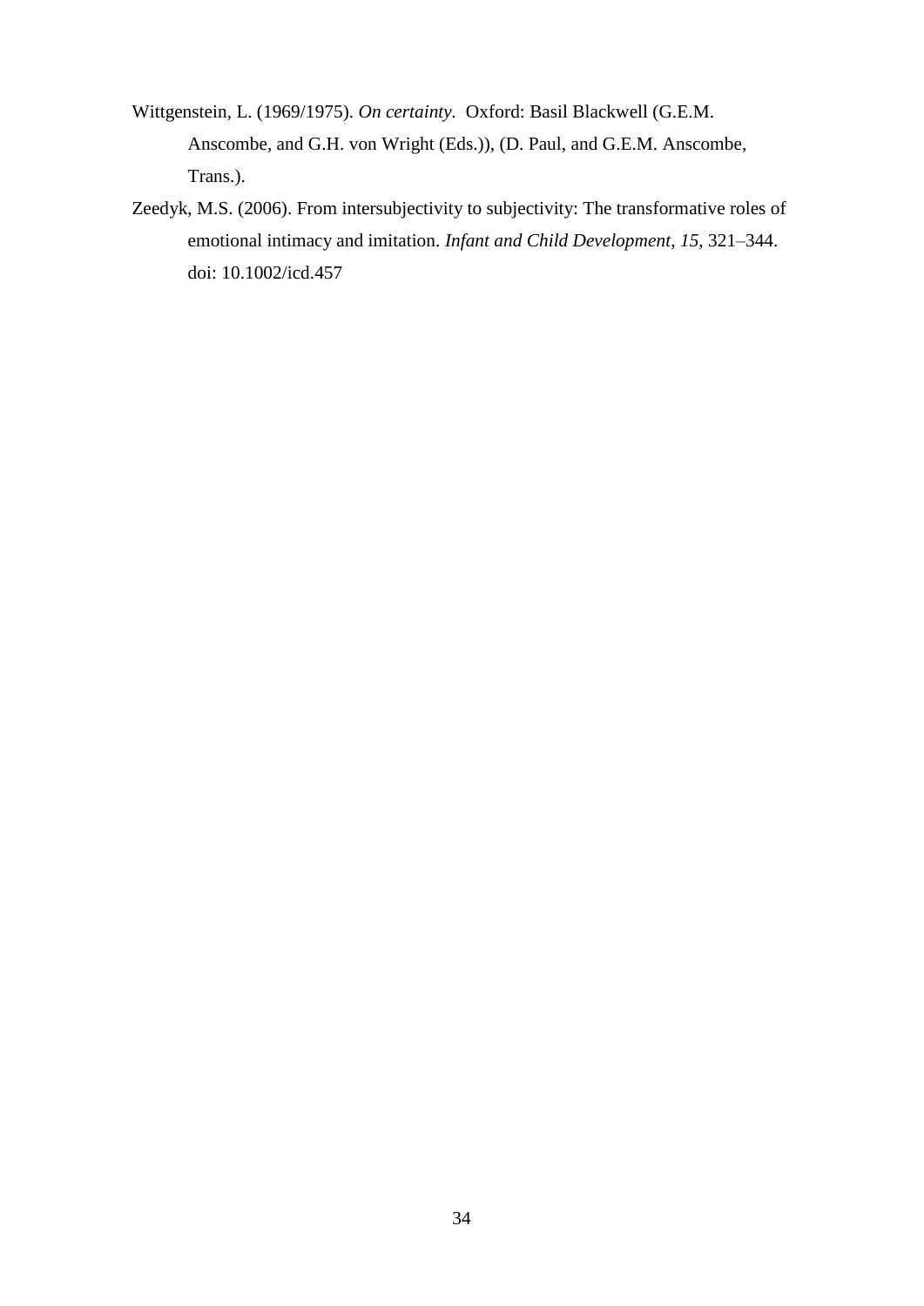Wittgenstein, L. (1969/1975). *On certainty.* Oxford: Basil Blackwell (G.E.M. Anscombe, and G.H. von Wright (Eds.)), (D. Paul, and G.E.M. Anscombe, Trans.).

Zeedyk, M.S. (2006). From intersubjectivity to subjectivity: The transformative roles of emotional intimacy and imitation. *Infant and Child Development*, *15*, 321–344. doi: 10.1002/icd.457